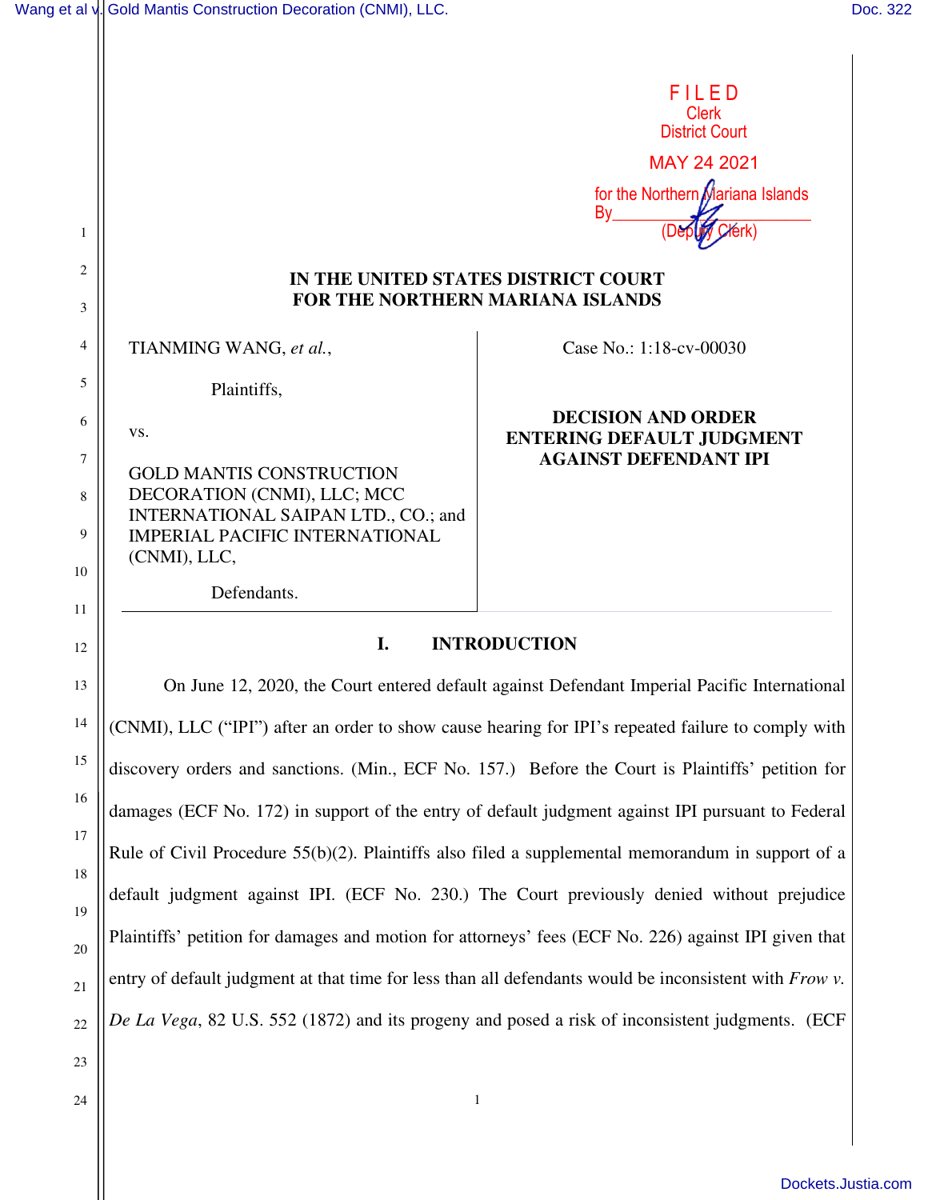FILED
Clerk
District Court

MAY 24 2021

for the Northern Mariana Islands
By________________________
(Deputy Clerk)

**IN THE UNITED STATES DISTRICT COURT**
**FOR THE NORTHERN MARIANA ISLANDS**

TIANMING WANG, *et al.*,

Plaintiffs,

vs.

GOLD MANTIS CONSTRUCTION DECORATION (CNMI), LLC; MCC INTERNATIONAL SAIPAN LTD., CO.; and IMPERIAL PACIFIC INTERNATIONAL (CNMI), LLC,

Defendants.

Case No.: 1:18-cv-00030

**DECISION AND ORDER ENTERING DEFAULT JUDGMENT AGAINST DEFENDANT IPI**

## I. INTRODUCTION

On June 12, 2020, the Court entered default against Defendant Imperial Pacific International (CNMI), LLC ("IPI") after an order to show cause hearing for IPI's repeated failure to comply with discovery orders and sanctions. (Min., ECF No. 157.) Before the Court is Plaintiffs' petition for damages (ECF No. 172) in support of the entry of default judgment against IPI pursuant to Federal Rule of Civil Procedure 55(b)(2). Plaintiffs also filed a supplemental memorandum in support of a default judgment against IPI. (ECF No. 230.) The Court previously denied without prejudice Plaintiffs' petition for damages and motion for attorneys' fees (ECF No. 226) against IPI given that entry of default judgment at that time for less than all defendants would be inconsistent with *Frow v. De La Vega*, 82 U.S. 552 (1872) and its progeny and posed a risk of inconsistent judgments. (ECF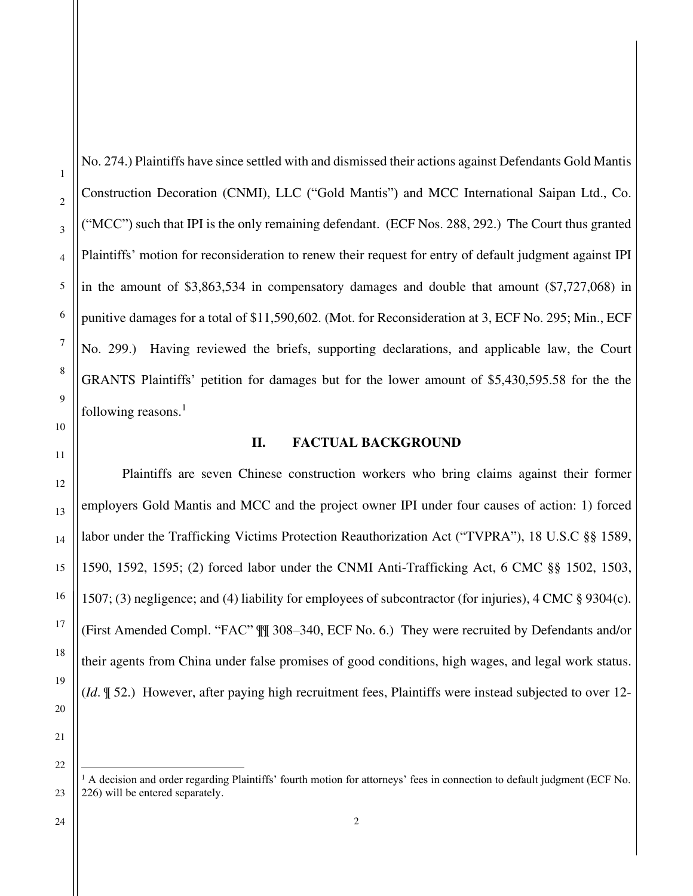No. 274.) Plaintiffs have since settled with and dismissed their actions against Defendants Gold Mantis Construction Decoration (CNMI), LLC ("Gold Mantis") and MCC International Saipan Ltd., Co. ("MCC") such that IPI is the only remaining defendant. (ECF Nos. 288, 292.) The Court thus granted Plaintiffs' motion for reconsideration to renew their request for entry of default judgment against IPI in the amount of $3,863,534 in compensatory damages and double that amount ($7,727,068) in punitive damages for a total of $11,590,602. (Mot. for Reconsideration at 3, ECF No. 295; Min., ECF No. 299.) Having reviewed the briefs, supporting declarations, and applicable law, the Court GRANTS Plaintiffs' petition for damages but for the lower amount of $5,430,595.58 for the the following reasons.[1]

## II. FACTUAL BACKGROUND

Plaintiffs are seven Chinese construction workers who bring claims against their former employers Gold Mantis and MCC and the project owner IPI under four causes of action: 1) forced labor under the Trafficking Victims Protection Reauthorization Act ("TVPRA"), 18 U.S.C §§ 1589, 1590, 1592, 1595; (2) forced labor under the CNMI Anti-Trafficking Act, 6 CMC §§ 1502, 1503, 1507; (3) negligence; and (4) liability for employees of subcontractor (for injuries), 4 CMC § 9304(c). (First Amended Compl. "FAC" ¶¶ 308–340, ECF No. 6.) They were recruited by Defendants and/or their agents from China under false promises of good conditions, high wages, and legal work status. (*Id.* ¶ 52.) However, after paying high recruitment fees, Plaintiffs were instead subjected to over 12-

---

[1] A decision and order regarding Plaintiffs' fourth motion for attorneys' fees in connection to default judgment (ECF No. 226) will be entered separately.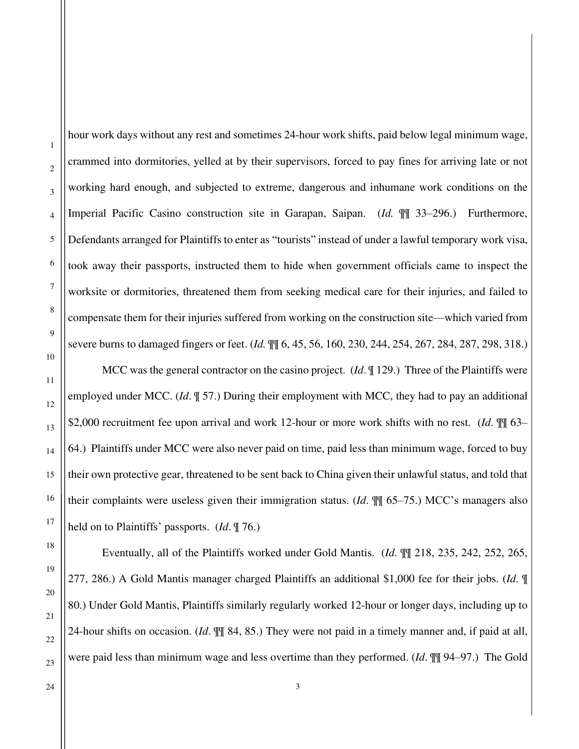hour work days without any rest and sometimes 24-hour work shifts, paid below legal minimum wage, crammed into dormitories, yelled at by their supervisors, forced to pay fines for arriving late or not working hard enough, and subjected to extreme, dangerous and inhumane work conditions on the Imperial Pacific Casino construction site in Garapan, Saipan. (*Id.* ¶¶ 33–296.) Furthermore, Defendants arranged for Plaintiffs to enter as "tourists" instead of under a lawful temporary work visa, took away their passports, instructed them to hide when government officials came to inspect the worksite or dormitories, threatened them from seeking medical care for their injuries, and failed to compensate them for their injuries suffered from working on the construction site—which varied from severe burns to damaged fingers or feet. (*Id.* ¶¶ 6, 45, 56, 160, 230, 244, 254, 267, 284, 287, 298, 318.)

MCC was the general contractor on the casino project. (*Id*. ¶ 129.) Three of the Plaintiffs were employed under MCC. (*Id*. ¶ 57.) During their employment with MCC, they had to pay an additional $2,000 recruitment fee upon arrival and work 12-hour or more work shifts with no rest. (*Id*. ¶¶ 63–64.) Plaintiffs under MCC were also never paid on time, paid less than minimum wage, forced to buy their own protective gear, threatened to be sent back to China given their unlawful status, and told that their complaints were useless given their immigration status. (*Id*. ¶¶ 65–75.) MCC's managers also held on to Plaintiffs' passports. (*Id*. ¶ 76.)

Eventually, all of the Plaintiffs worked under Gold Mantis. (*Id*. ¶¶ 218, 235, 242, 252, 265, 277, 286.) A Gold Mantis manager charged Plaintiffs an additional $1,000 fee for their jobs. (*Id*. ¶ 80.) Under Gold Mantis, Plaintiffs similarly regularly worked 12-hour or longer days, including up to 24-hour shifts on occasion. (*Id*. ¶¶ 84, 85.) They were not paid in a timely manner and, if paid at all, were paid less than minimum wage and less overtime than they performed. (*Id*. ¶¶ 94–97.) The Gold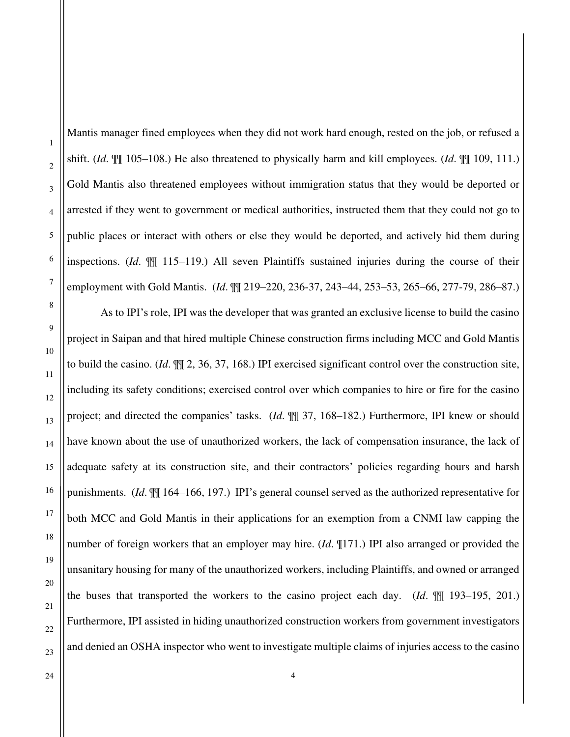Mantis manager fined employees when they did not work hard enough, rested on the job, or refused a shift. (*Id*. ¶¶ 105–108.) He also threatened to physically harm and kill employees. (*Id*. ¶¶ 109, 111.) Gold Mantis also threatened employees without immigration status that they would be deported or arrested if they went to government or medical authorities, instructed them that they could not go to public places or interact with others or else they would be deported, and actively hid them during inspections. (*Id*. ¶¶ 115–119.) All seven Plaintiffs sustained injuries during the course of their employment with Gold Mantis. (*Id*. ¶¶ 219–220, 236-37, 243–44, 253–53, 265–66, 277-79, 286–87.)

As to IPI's role, IPI was the developer that was granted an exclusive license to build the casino project in Saipan and that hired multiple Chinese construction firms including MCC and Gold Mantis to build the casino. (*Id*. ¶¶ 2, 36, 37, 168.) IPI exercised significant control over the construction site, including its safety conditions; exercised control over which companies to hire or fire for the casino project; and directed the companies' tasks. (*Id*. ¶¶ 37, 168–182.) Furthermore, IPI knew or should have known about the use of unauthorized workers, the lack of compensation insurance, the lack of adequate safety at its construction site, and their contractors' policies regarding hours and harsh punishments. (*Id*. ¶¶ 164–166, 197.) IPI's general counsel served as the authorized representative for both MCC and Gold Mantis in their applications for an exemption from a CNMI law capping the number of foreign workers that an employer may hire. (*Id*. ¶171.) IPI also arranged or provided the unsanitary housing for many of the unauthorized workers, including Plaintiffs, and owned or arranged the buses that transported the workers to the casino project each day. (*Id*. ¶¶ 193–195, 201.) Furthermore, IPI assisted in hiding unauthorized construction workers from government investigators and denied an OSHA inspector who went to investigate multiple claims of injuries access to the casino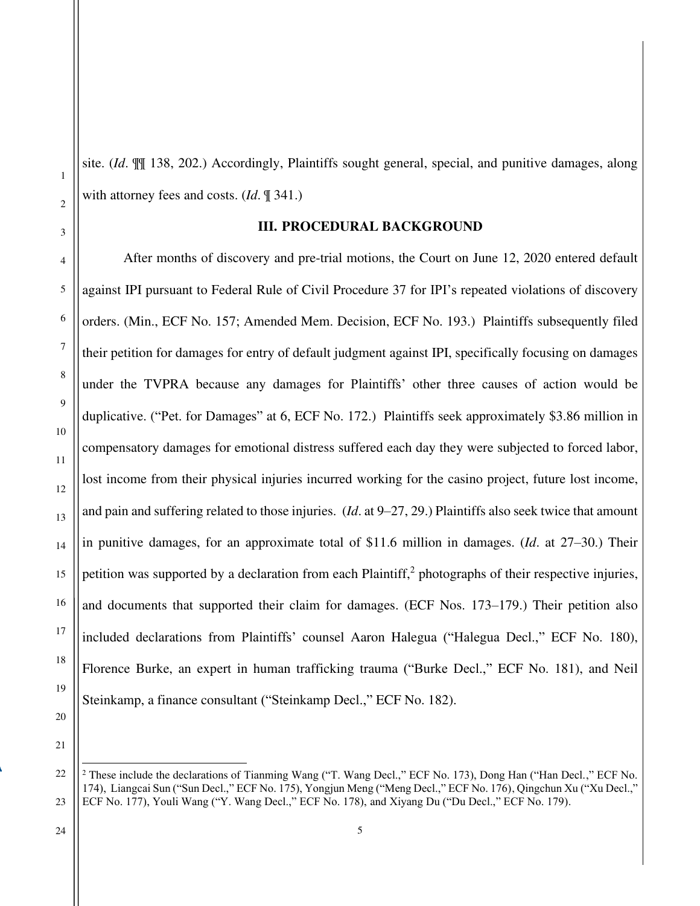site. (*Id*. ¶¶ 138, 202.) Accordingly, Plaintiffs sought general, special, and punitive damages, along with attorney fees and costs. (*Id*. ¶ 341.)

## III. PROCEDURAL BACKGROUND

After months of discovery and pre-trial motions, the Court on June 12, 2020 entered default against IPI pursuant to Federal Rule of Civil Procedure 37 for IPI's repeated violations of discovery orders. (Min., ECF No. 157; Amended Mem. Decision, ECF No. 193.) Plaintiffs subsequently filed their petition for damages for entry of default judgment against IPI, specifically focusing on damages under the TVPRA because any damages for Plaintiffs' other three causes of action would be duplicative. ("Pet. for Damages" at 6, ECF No. 172.) Plaintiffs seek approximately $3.86 million in compensatory damages for emotional distress suffered each day they were subjected to forced labor, lost income from their physical injuries incurred working for the casino project, future lost income, and pain and suffering related to those injuries. (*Id*. at 9–27, 29.) Plaintiffs also seek twice that amount in punitive damages, for an approximate total of $11.6 million in damages. (*Id*. at 27–30.) Their petition was supported by a declaration from each Plaintiff,[2] photographs of their respective injuries, and documents that supported their claim for damages. (ECF Nos. 173–179.) Their petition also included declarations from Plaintiffs' counsel Aaron Halegua ("Halegua Decl.," ECF No. 180), Florence Burke, an expert in human trafficking trauma ("Burke Decl.," ECF No. 181), and Neil Steinkamp, a finance consultant ("Steinkamp Decl.," ECF No. 182).

---

[2] These include the declarations of Tianming Wang ("T. Wang Decl.," ECF No. 173), Dong Han ("Han Decl.," ECF No. 174), Liangcai Sun ("Sun Decl.," ECF No. 175), Yongjun Meng ("Meng Decl.," ECF No. 176), Qingchun Xu ("Xu Decl.," ECF No. 177), Youli Wang ("Y. Wang Decl.," ECF No. 178), and Xiyang Du ("Du Decl.," ECF No. 179).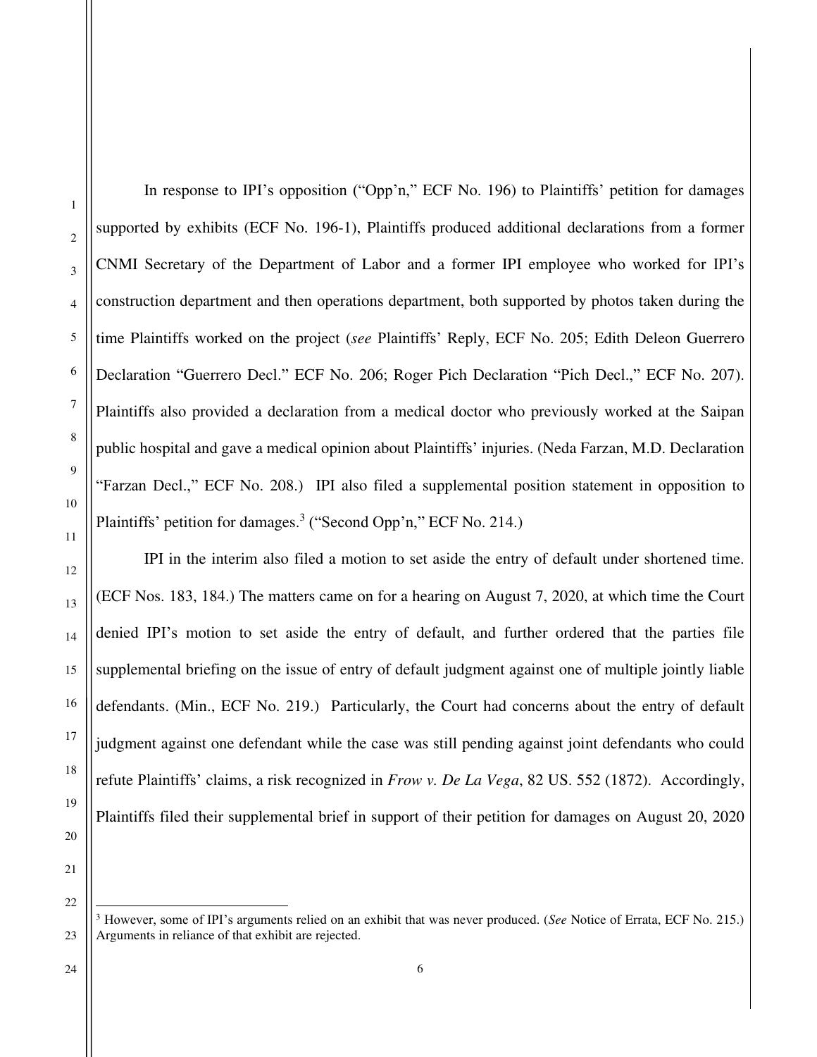In response to IPI's opposition ("Opp'n," ECF No. 196) to Plaintiffs' petition for damages supported by exhibits (ECF No. 196-1), Plaintiffs produced additional declarations from a former CNMI Secretary of the Department of Labor and a former IPI employee who worked for IPI's construction department and then operations department, both supported by photos taken during the time Plaintiffs worked on the project (*see* Plaintiffs' Reply, ECF No. 205; Edith Deleon Guerrero Declaration "Guerrero Decl." ECF No. 206; Roger Pich Declaration "Pich Decl.," ECF No. 207). Plaintiffs also provided a declaration from a medical doctor who previously worked at the Saipan public hospital and gave a medical opinion about Plaintiffs' injuries. (Neda Farzan, M.D. Declaration "Farzan Decl.," ECF No. 208.) IPI also filed a supplemental position statement in opposition to Plaintiffs' petition for damages.[3] ("Second Opp'n," ECF No. 214.)

IPI in the interim also filed a motion to set aside the entry of default under shortened time. (ECF Nos. 183, 184.) The matters came on for a hearing on August 7, 2020, at which time the Court denied IPI's motion to set aside the entry of default, and further ordered that the parties file supplemental briefing on the issue of entry of default judgment against one of multiple jointly liable defendants. (Min., ECF No. 219.) Particularly, the Court had concerns about the entry of default judgment against one defendant while the case was still pending against joint defendants who could refute Plaintiffs' claims, a risk recognized in *Frow v. De La Vega*, 82 US. 552 (1872). Accordingly, Plaintiffs filed their supplemental brief in support of their petition for damages on August 20, 2020

[3] However, some of IPI's arguments relied on an exhibit that was never produced. (*See* Notice of Errata, ECF No. 215.) Arguments in reliance of that exhibit are rejected.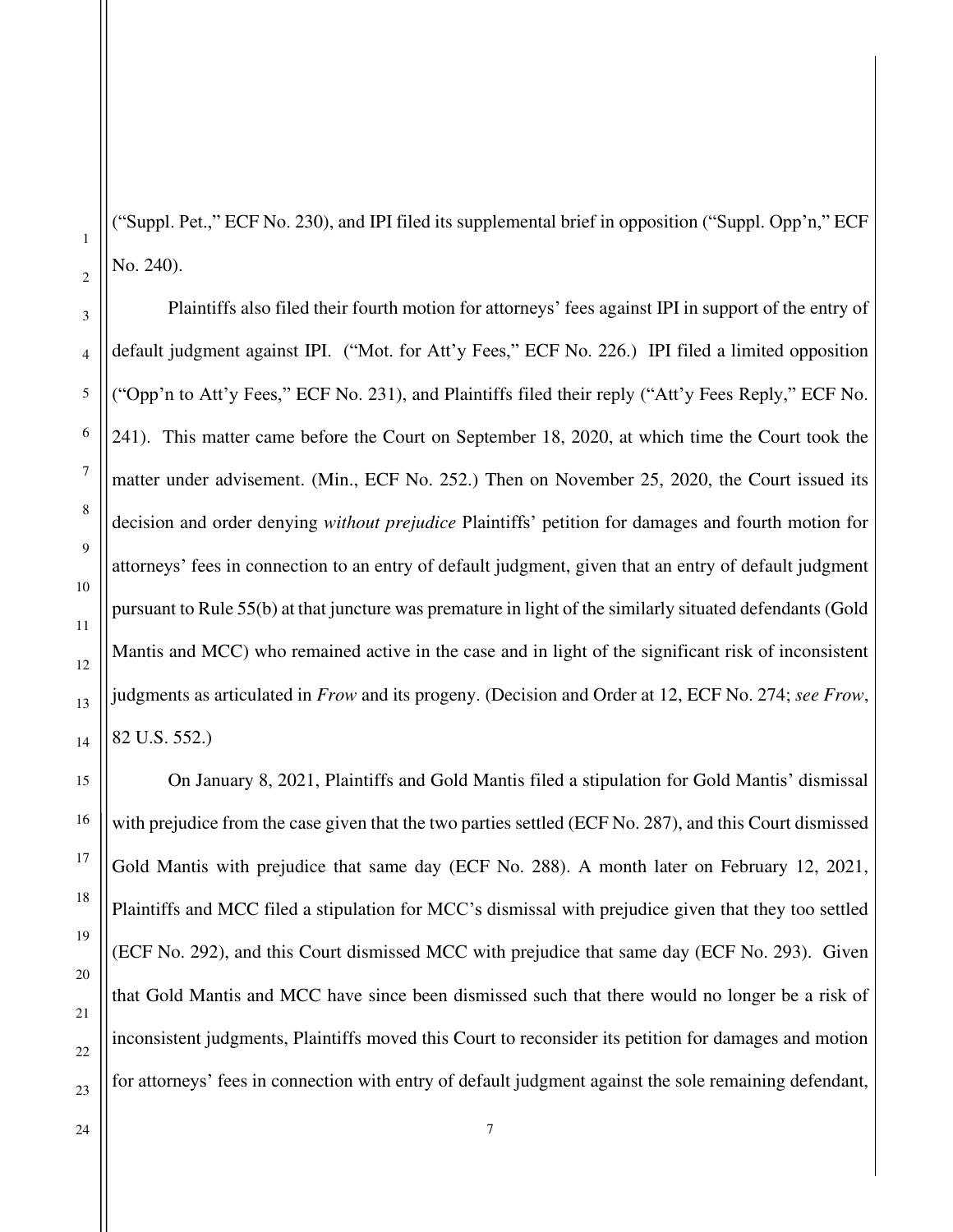("Suppl. Pet.," ECF No. 230), and IPI filed its supplemental brief in opposition ("Suppl. Opp'n," ECF No. 240).

Plaintiffs also filed their fourth motion for attorneys' fees against IPI in support of the entry of default judgment against IPI. ("Mot. for Att'y Fees," ECF No. 226.) IPI filed a limited opposition ("Opp'n to Att'y Fees," ECF No. 231), and Plaintiffs filed their reply ("Att'y Fees Reply," ECF No. 241). This matter came before the Court on September 18, 2020, at which time the Court took the matter under advisement. (Min., ECF No. 252.) Then on November 25, 2020, the Court issued its decision and order denying *without prejudice* Plaintiffs' petition for damages and fourth motion for attorneys' fees in connection to an entry of default judgment, given that an entry of default judgment pursuant to Rule 55(b) at that juncture was premature in light of the similarly situated defendants (Gold Mantis and MCC) who remained active in the case and in light of the significant risk of inconsistent judgments as articulated in *Frow* and its progeny. (Decision and Order at 12, ECF No. 274; *see Frow*, 82 U.S. 552.)

On January 8, 2021, Plaintiffs and Gold Mantis filed a stipulation for Gold Mantis' dismissal with prejudice from the case given that the two parties settled (ECF No. 287), and this Court dismissed Gold Mantis with prejudice that same day (ECF No. 288). A month later on February 12, 2021, Plaintiffs and MCC filed a stipulation for MCC's dismissal with prejudice given that they too settled (ECF No. 292), and this Court dismissed MCC with prejudice that same day (ECF No. 293). Given that Gold Mantis and MCC have since been dismissed such that there would no longer be a risk of inconsistent judgments, Plaintiffs moved this Court to reconsider its petition for damages and motion for attorneys' fees in connection with entry of default judgment against the sole remaining defendant,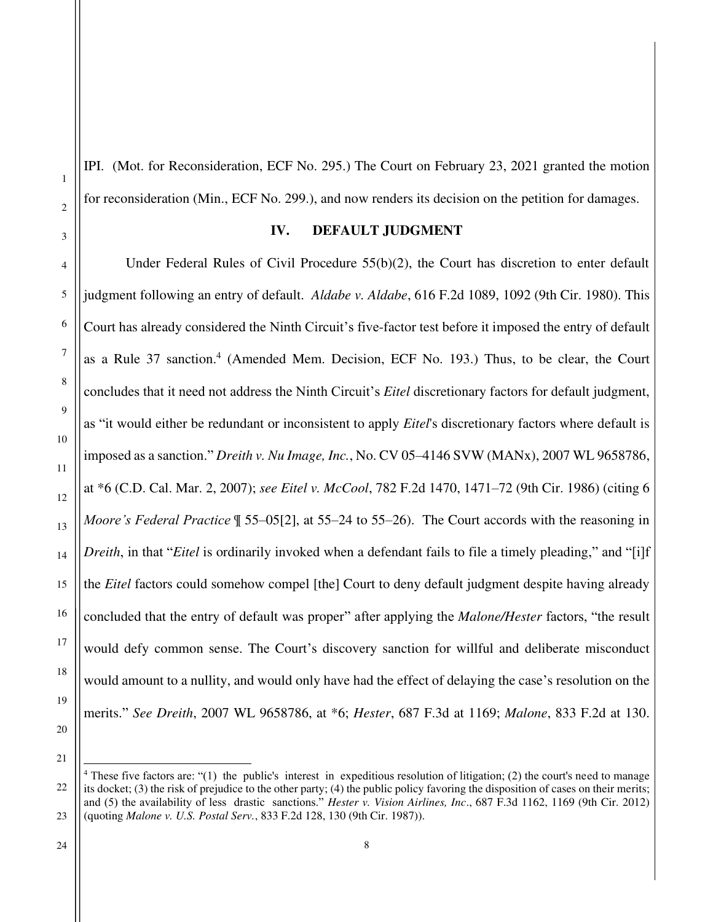IPI. (Mot. for Reconsideration, ECF No. 295.) The Court on February 23, 2021 granted the motion for reconsideration (Min., ECF No. 299.), and now renders its decision on the petition for damages.

## IV. DEFAULT JUDGMENT

Under Federal Rules of Civil Procedure 55(b)(2), the Court has discretion to enter default judgment following an entry of default. *Aldabe v. Aldabe*, 616 F.2d 1089, 1092 (9th Cir. 1980). This Court has already considered the Ninth Circuit's five-factor test before it imposed the entry of default as a Rule 37 sanction.[4] (Amended Mem. Decision, ECF No. 193.) Thus, to be clear, the Court concludes that it need not address the Ninth Circuit's *Eitel* discretionary factors for default judgment, as "it would either be redundant or inconsistent to apply *Eitel*'s discretionary factors where default is imposed as a sanction." *Dreith v. Nu Image, Inc.*, No. CV 05–4146 SVW (MANx), 2007 WL 9658786, at *6 (C.D. Cal. Mar. 2, 2007); *see Eitel v. McCool*, 782 F.2d 1470, 1471–72 (9th Cir. 1986) (citing 6 *Moore's Federal Practice* ¶ 55–05[2], at 55–24 to 55–26). The Court accords with the reasoning in *Dreith*, in that "*Eitel* is ordinarily invoked when a defendant fails to file a timely pleading," and "[i]f the *Eitel* factors could somehow compel [the] Court to deny default judgment despite having already concluded that the entry of default was proper" after applying the *Malone/Hester* factors, "the result would defy common sense. The Court's discovery sanction for willful and deliberate misconduct would amount to a nullity, and would only have had the effect of delaying the case's resolution on the merits." *See Dreith*, 2007 WL 9658786, at *6; *Hester*, 687 F.3d at 1169; *Malone*, 833 F.2d at 130.

[4] These five factors are: "(1) the public's interest in expeditious resolution of litigation; (2) the court's need to manage its docket; (3) the risk of prejudice to the other party; (4) the public policy favoring the disposition of cases on their merits; and (5) the availability of less drastic sanctions." *Hester v. Vision Airlines, Inc*., 687 F.3d 1162, 1169 (9th Cir. 2012) (quoting *Malone v. U.S. Postal Serv.*, 833 F.2d 128, 130 (9th Cir. 1987)).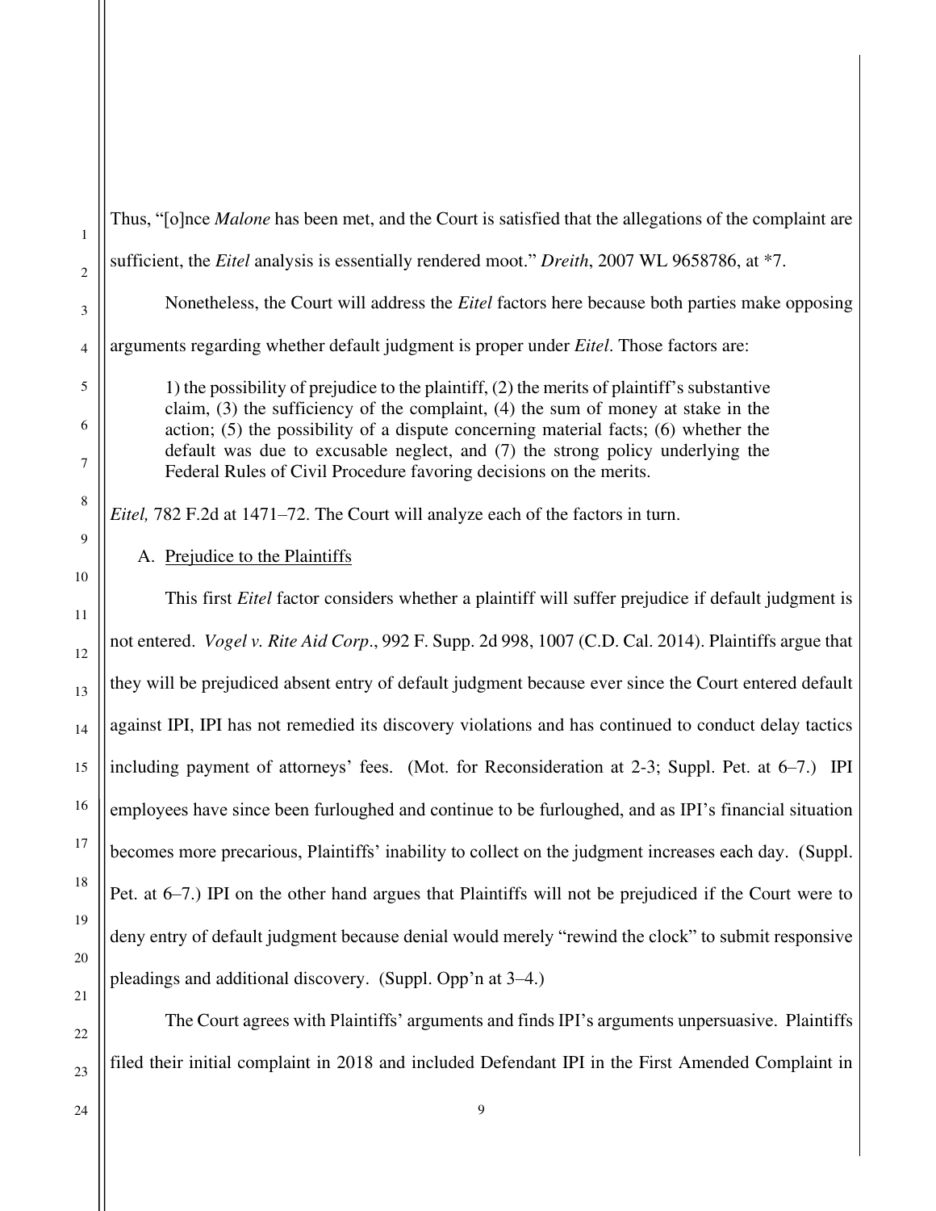Thus, "[o]nce *Malone* has been met, and the Court is satisfied that the allegations of the complaint are sufficient, the *Eitel* analysis is essentially rendered moot." *Dreith*, 2007 WL 9658786, at *7.

Nonetheless, the Court will address the *Eitel* factors here because both parties make opposing arguments regarding whether default judgment is proper under *Eitel*. Those factors are:

> 1) the possibility of prejudice to the plaintiff, (2) the merits of plaintiff's substantive claim, (3) the sufficiency of the complaint, (4) the sum of money at stake in the action; (5) the possibility of a dispute concerning material facts; (6) whether the default was due to excusable neglect, and (7) the strong policy underlying the Federal Rules of Civil Procedure favoring decisions on the merits.

*Eitel,* 782 F.2d at 1471–72. The Court will analyze each of the factors in turn.

A. Prejudice to the Plaintiffs

This first *Eitel* factor considers whether a plaintiff will suffer prejudice if default judgment is not entered. *Vogel v. Rite Aid Corp*., 992 F. Supp. 2d 998, 1007 (C.D. Cal. 2014). Plaintiffs argue that they will be prejudiced absent entry of default judgment because ever since the Court entered default against IPI, IPI has not remedied its discovery violations and has continued to conduct delay tactics including payment of attorneys' fees. (Mot. for Reconsideration at 2-3; Suppl. Pet. at 6–7.) IPI employees have since been furloughed and continue to be furloughed, and as IPI's financial situation becomes more precarious, Plaintiffs' inability to collect on the judgment increases each day. (Suppl. Pet. at 6–7.) IPI on the other hand argues that Plaintiffs will not be prejudiced if the Court were to deny entry of default judgment because denial would merely "rewind the clock" to submit responsive pleadings and additional discovery. (Suppl. Opp'n at 3–4.)

The Court agrees with Plaintiffs' arguments and finds IPI's arguments unpersuasive. Plaintiffs filed their initial complaint in 2018 and included Defendant IPI in the First Amended Complaint in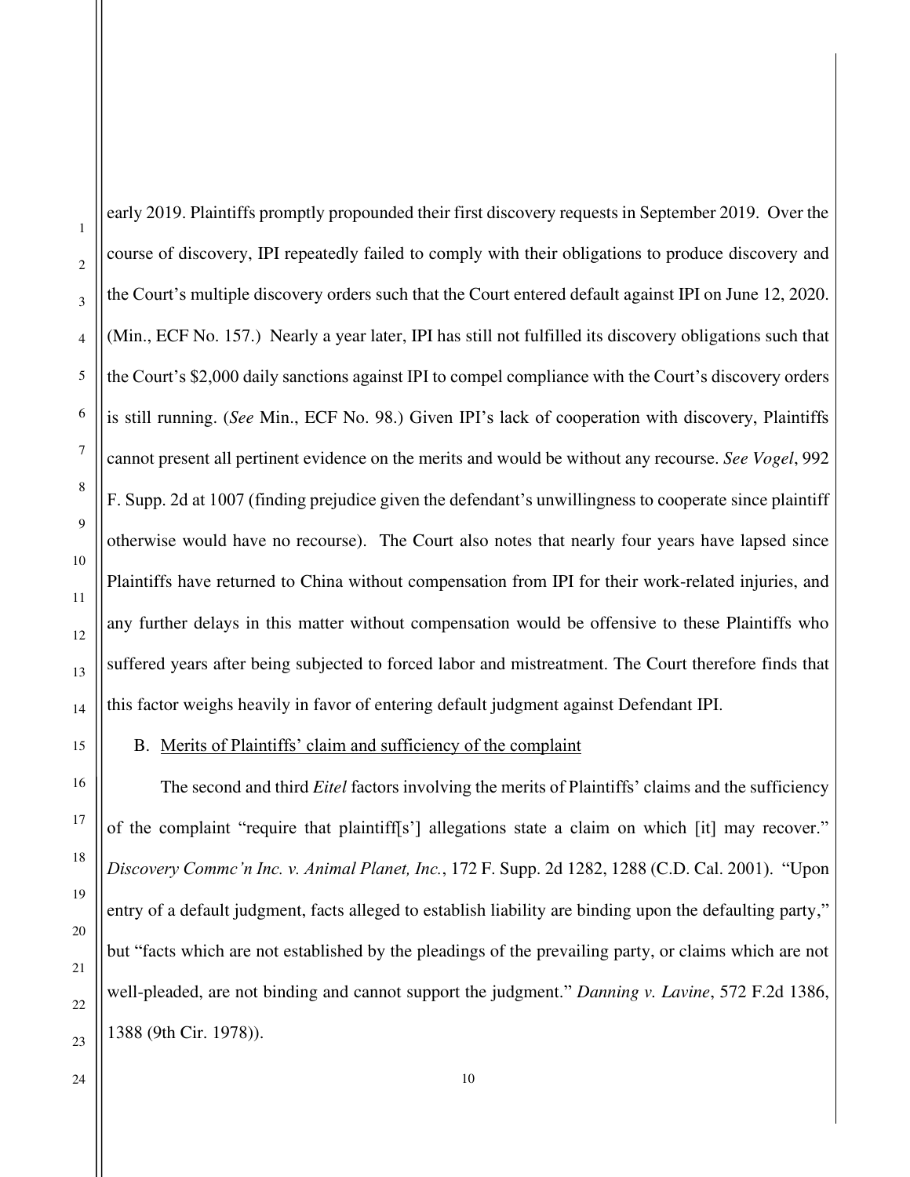early 2019. Plaintiffs promptly propounded their first discovery requests in September 2019. Over the course of discovery, IPI repeatedly failed to comply with their obligations to produce discovery and the Court's multiple discovery orders such that the Court entered default against IPI on June 12, 2020. (Min., ECF No. 157.) Nearly a year later, IPI has still not fulfilled its discovery obligations such that the Court's $2,000 daily sanctions against IPI to compel compliance with the Court's discovery orders is still running. (*See* Min., ECF No. 98.) Given IPI's lack of cooperation with discovery, Plaintiffs cannot present all pertinent evidence on the merits and would be without any recourse. *See Vogel*, 992 F. Supp. 2d at 1007 (finding prejudice given the defendant's unwillingness to cooperate since plaintiff otherwise would have no recourse). The Court also notes that nearly four years have lapsed since Plaintiffs have returned to China without compensation from IPI for their work-related injuries, and any further delays in this matter without compensation would be offensive to these Plaintiffs who suffered years after being subjected to forced labor and mistreatment. The Court therefore finds that this factor weighs heavily in favor of entering default judgment against Defendant IPI.

B. Merits of Plaintiffs' claim and sufficiency of the complaint

The second and third *Eitel* factors involving the merits of Plaintiffs' claims and the sufficiency of the complaint "require that plaintiff[s'] allegations state a claim on which [it] may recover." *Discovery Commc'n Inc. v. Animal Planet, Inc.*, 172 F. Supp. 2d 1282, 1288 (C.D. Cal. 2001). "Upon entry of a default judgment, facts alleged to establish liability are binding upon the defaulting party," but "facts which are not established by the pleadings of the prevailing party, or claims which are not well-pleaded, are not binding and cannot support the judgment." *Danning v. Lavine*, 572 F.2d 1386, 1388 (9th Cir. 1978)).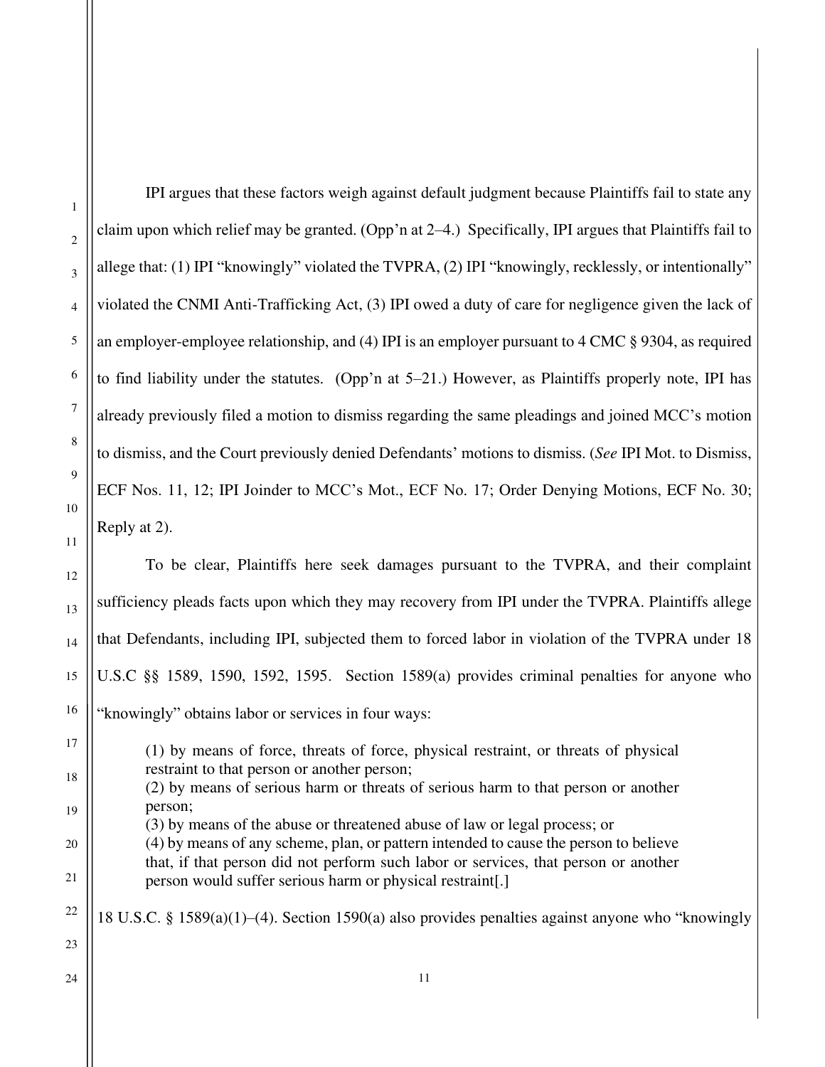IPI argues that these factors weigh against default judgment because Plaintiffs fail to state any claim upon which relief may be granted. (Opp'n at 2–4.) Specifically, IPI argues that Plaintiffs fail to allege that: (1) IPI "knowingly" violated the TVPRA, (2) IPI "knowingly, recklessly, or intentionally" violated the CNMI Anti-Trafficking Act, (3) IPI owed a duty of care for negligence given the lack of an employer-employee relationship, and (4) IPI is an employer pursuant to 4 CMC § 9304, as required to find liability under the statutes. (Opp'n at 5–21.) However, as Plaintiffs properly note, IPI has already previously filed a motion to dismiss regarding the same pleadings and joined MCC's motion to dismiss, and the Court previously denied Defendants' motions to dismiss. (*See* IPI Mot. to Dismiss, ECF Nos. 11, 12; IPI Joinder to MCC's Mot., ECF No. 17; Order Denying Motions, ECF No. 30; Reply at 2).

To be clear, Plaintiffs here seek damages pursuant to the TVPRA, and their complaint sufficiency pleads facts upon which they may recovery from IPI under the TVPRA. Plaintiffs allege that Defendants, including IPI, subjected them to forced labor in violation of the TVPRA under 18 U.S.C §§ 1589, 1590, 1592, 1595. Section 1589(a) provides criminal penalties for anyone who "knowingly" obtains labor or services in four ways:

> (1) by means of force, threats of force, physical restraint, or threats of physical restraint to that person or another person;
> (2) by means of serious harm or threats of serious harm to that person or another person;
> (3) by means of the abuse or threatened abuse of law or legal process; or
> (4) by means of any scheme, plan, or pattern intended to cause the person to believe that, if that person did not perform such labor or services, that person or another person would suffer serious harm or physical restraint[.]

18 U.S.C. § 1589(a)(1)–(4). Section 1590(a) also provides penalties against anyone who "knowingly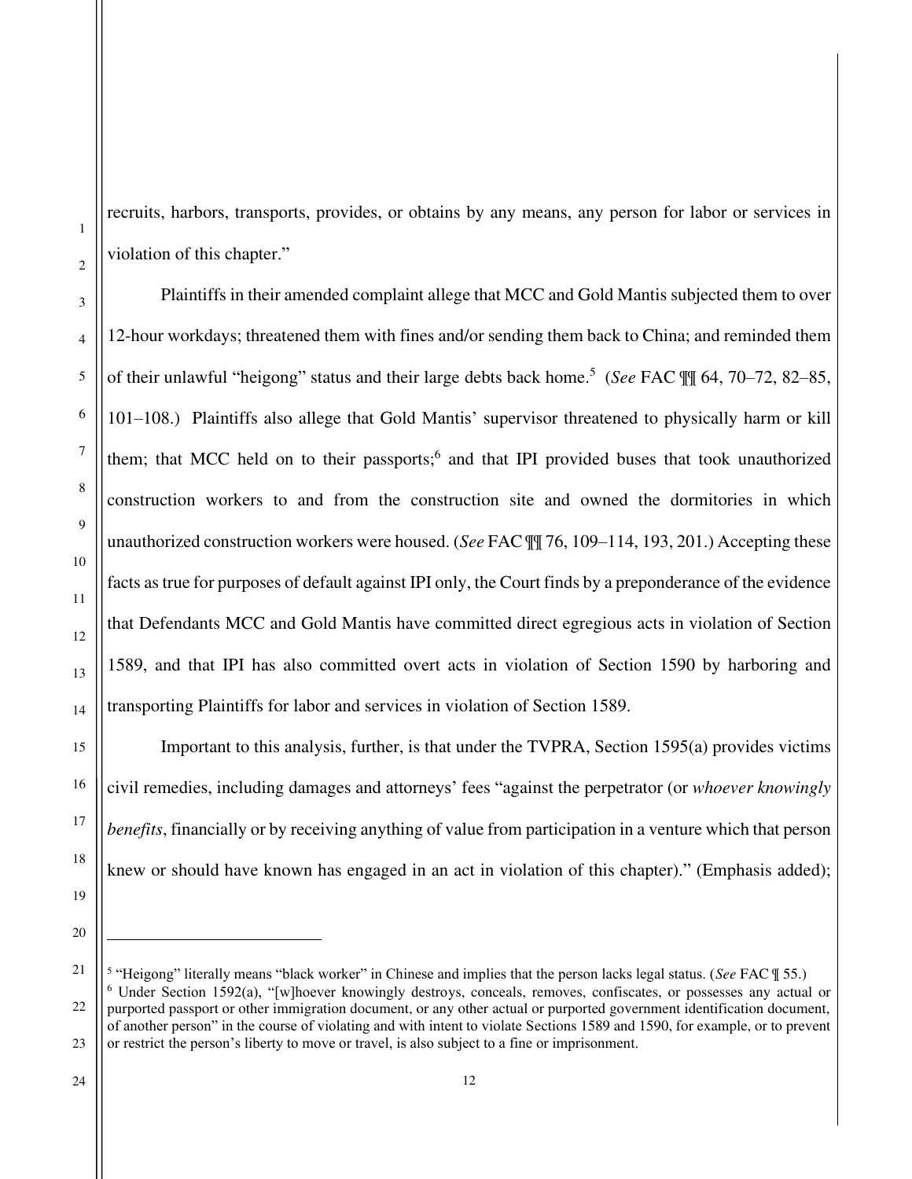recruits, harbors, transports, provides, or obtains by any means, any person for labor or services in violation of this chapter."

Plaintiffs in their amended complaint allege that MCC and Gold Mantis subjected them to over 12-hour workdays; threatened them with fines and/or sending them back to China; and reminded them of their unlawful "heigong" status and their large debts back home.[5] (*See* FAC ¶¶ 64, 70–72, 82–85, 101–108.) Plaintiffs also allege that Gold Mantis' supervisor threatened to physically harm or kill them; that MCC held on to their passports;[6] and that IPI provided buses that took unauthorized construction workers to and from the construction site and owned the dormitories in which unauthorized construction workers were housed. (*See* FAC ¶¶ 76, 109–114, 193, 201.) Accepting these facts as true for purposes of default against IPI only, the Court finds by a preponderance of the evidence that Defendants MCC and Gold Mantis have committed direct egregious acts in violation of Section 1589, and that IPI has also committed overt acts in violation of Section 1590 by harboring and transporting Plaintiffs for labor and services in violation of Section 1589.

Important to this analysis, further, is that under the TVPRA, Section 1595(a) provides victims civil remedies, including damages and attorneys' fees "against the perpetrator (or *whoever knowingly benefits*, financially or by receiving anything of value from participation in a venture which that person knew or should have known has engaged in an act in violation of this chapter)." (Emphasis added);

[5] "Heigong" literally means "black worker" in Chinese and implies that the person lacks legal status. (*See* FAC ¶ 55.)

[6] Under Section 1592(a), "[w]hoever knowingly destroys, conceals, removes, confiscates, or possesses any actual or purported passport or other immigration document, or any other actual or purported government identification document, of another person" in the course of violating and with intent to violate Sections 1589 and 1590, for example, or to prevent or restrict the person's liberty to move or travel, is also subject to a fine or imprisonment.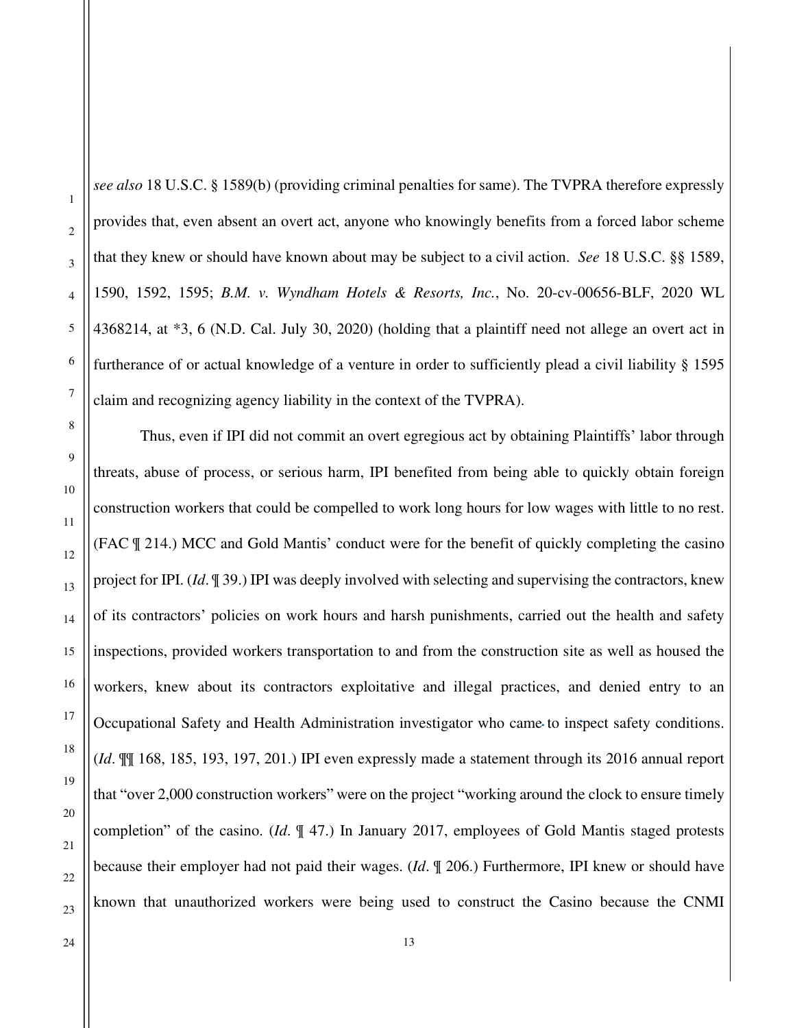*see also* 18 U.S.C. § 1589(b) (providing criminal penalties for same). The TVPRA therefore expressly provides that, even absent an overt act, anyone who knowingly benefits from a forced labor scheme that they knew or should have known about may be subject to a civil action. *See* 18 U.S.C. §§ 1589, 1590, 1592, 1595; *B.M. v. Wyndham Hotels & Resorts, Inc.*, No. 20-cv-00656-BLF, 2020 WL 4368214, at *3, 6 (N.D. Cal. July 30, 2020) (holding that a plaintiff need not allege an overt act in furtherance of or actual knowledge of a venture in order to sufficiently plead a civil liability § 1595 claim and recognizing agency liability in the context of the TVPRA).

Thus, even if IPI did not commit an overt egregious act by obtaining Plaintiffs' labor through threats, abuse of process, or serious harm, IPI benefited from being able to quickly obtain foreign construction workers that could be compelled to work long hours for low wages with little to no rest. (FAC ¶ 214.) MCC and Gold Mantis' conduct were for the benefit of quickly completing the casino project for IPI. (*Id*. ¶ 39.) IPI was deeply involved with selecting and supervising the contractors, knew of its contractors' policies on work hours and harsh punishments, carried out the health and safety inspections, provided workers transportation to and from the construction site as well as housed the workers, knew about its contractors exploitative and illegal practices, and denied entry to an Occupational Safety and Health Administration investigator who came to inspect safety conditions. (*Id*. ¶¶ 168, 185, 193, 197, 201.) IPI even expressly made a statement through its 2016 annual report that "over 2,000 construction workers" were on the project "working around the clock to ensure timely completion" of the casino. (*Id*. ¶ 47.) In January 2017, employees of Gold Mantis staged protests because their employer had not paid their wages. (*Id*. ¶ 206.) Furthermore, IPI knew or should have known that unauthorized workers were being used to construct the Casino because the CNMI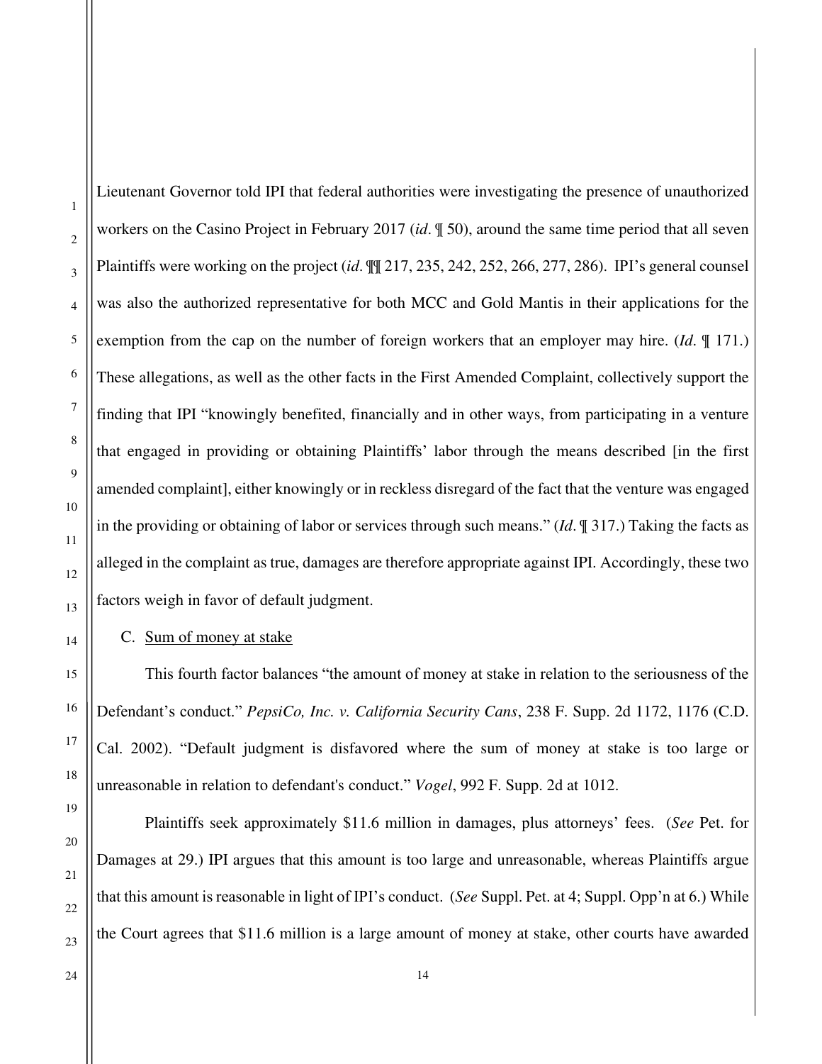Lieutenant Governor told IPI that federal authorities were investigating the presence of unauthorized workers on the Casino Project in February 2017 (*id*. ¶ 50), around the same time period that all seven Plaintiffs were working on the project (*id*. ¶¶ 217, 235, 242, 252, 266, 277, 286). IPI's general counsel was also the authorized representative for both MCC and Gold Mantis in their applications for the exemption from the cap on the number of foreign workers that an employer may hire. (*Id*. ¶ 171.) These allegations, as well as the other facts in the First Amended Complaint, collectively support the finding that IPI "knowingly benefited, financially and in other ways, from participating in a venture that engaged in providing or obtaining Plaintiffs' labor through the means described [in the first amended complaint], either knowingly or in reckless disregard of the fact that the venture was engaged in the providing or obtaining of labor or services through such means." (*Id*. ¶ 317.) Taking the facts as alleged in the complaint as true, damages are therefore appropriate against IPI. Accordingly, these two factors weigh in favor of default judgment.

C. Sum of money at stake

This fourth factor balances "the amount of money at stake in relation to the seriousness of the Defendant's conduct." *PepsiCo, Inc. v. California Security Cans*, 238 F. Supp. 2d 1172, 1176 (C.D. Cal. 2002). "Default judgment is disfavored where the sum of money at stake is too large or unreasonable in relation to defendant's conduct." *Vogel*, 992 F. Supp. 2d at 1012.

Plaintiffs seek approximately \$11.6 million in damages, plus attorneys' fees. (*See* Pet. for Damages at 29.) IPI argues that this amount is too large and unreasonable, whereas Plaintiffs argue that this amount is reasonable in light of IPI's conduct. (*See* Suppl. Pet. at 4; Suppl. Opp'n at 6.) While the Court agrees that \$11.6 million is a large amount of money at stake, other courts have awarded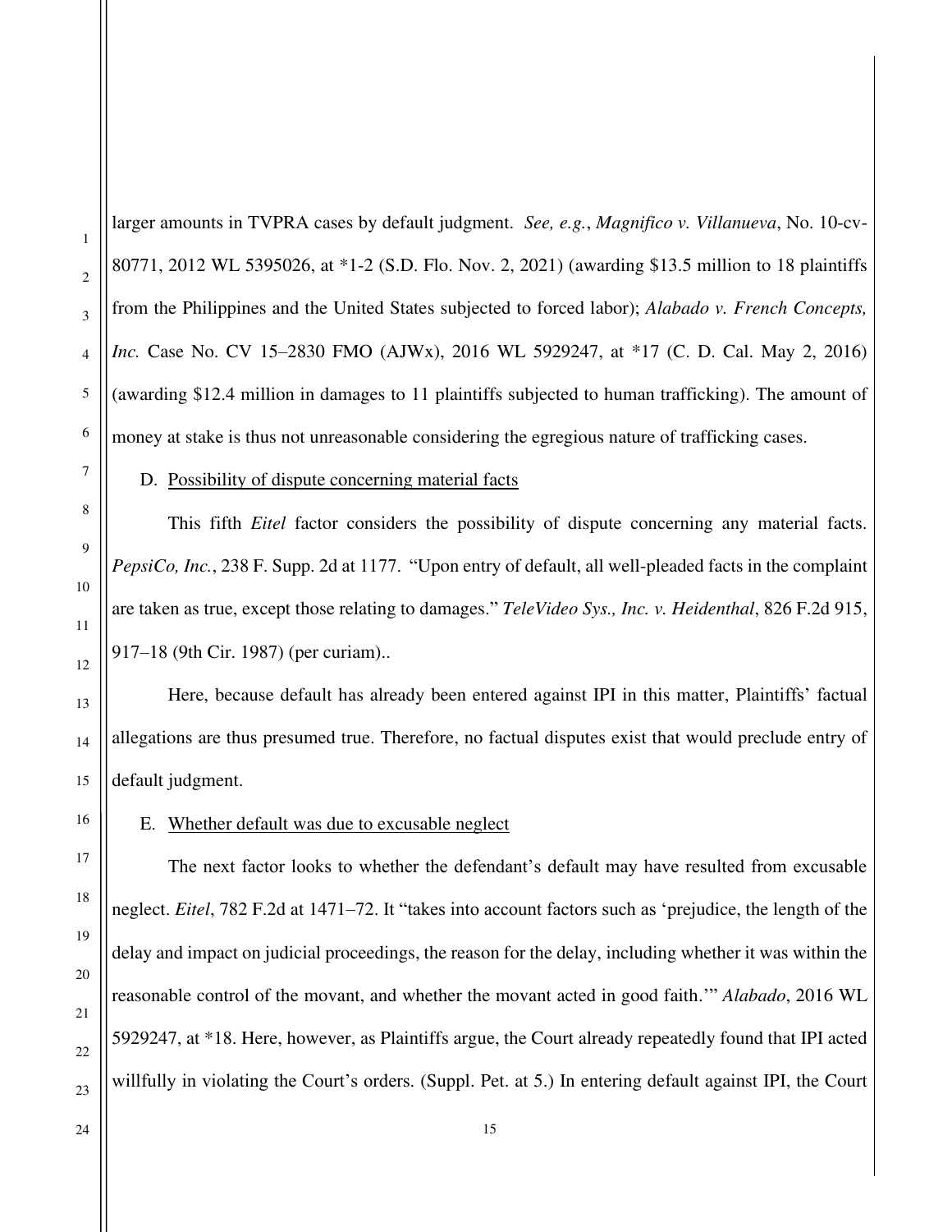larger amounts in TVPRA cases by default judgment. *See, e.g.*, *Magnifico v. Villanueva*, No. 10-cv-80771, 2012 WL 5395026, at *1-2 (S.D. Flo. Nov. 2, 2021) (awarding $13.5 million to 18 plaintiffs from the Philippines and the United States subjected to forced labor); *Alabado v. French Concepts, Inc.* Case No. CV 15–2830 FMO (AJWx), 2016 WL 5929247, at *17 (C. D. Cal. May 2, 2016) (awarding $12.4 million in damages to 11 plaintiffs subjected to human trafficking). The amount of money at stake is thus not unreasonable considering the egregious nature of trafficking cases.

D. <u>Possibility of dispute concerning material facts</u>

This fifth *Eitel* factor considers the possibility of dispute concerning any material facts. *PepsiCo, Inc.*, 238 F. Supp. 2d at 1177. "Upon entry of default, all well-pleaded facts in the complaint are taken as true, except those relating to damages." *TeleVideo Sys., Inc. v. Heidenthal*, 826 F.2d 915, 917–18 (9th Cir. 1987) (per curiam)..

Here, because default has already been entered against IPI in this matter, Plaintiffs' factual allegations are thus presumed true. Therefore, no factual disputes exist that would preclude entry of default judgment.

E. <u>Whether default was due to excusable neglect</u>

The next factor looks to whether the defendant's default may have resulted from excusable neglect. *Eitel*, 782 F.2d at 1471–72. It "takes into account factors such as 'prejudice, the length of the delay and impact on judicial proceedings, the reason for the delay, including whether it was within the reasonable control of the movant, and whether the movant acted in good faith.'" *Alabado*, 2016 WL 5929247, at *18. Here, however, as Plaintiffs argue, the Court already repeatedly found that IPI acted willfully in violating the Court's orders. (Suppl. Pet. at 5.) In entering default against IPI, the Court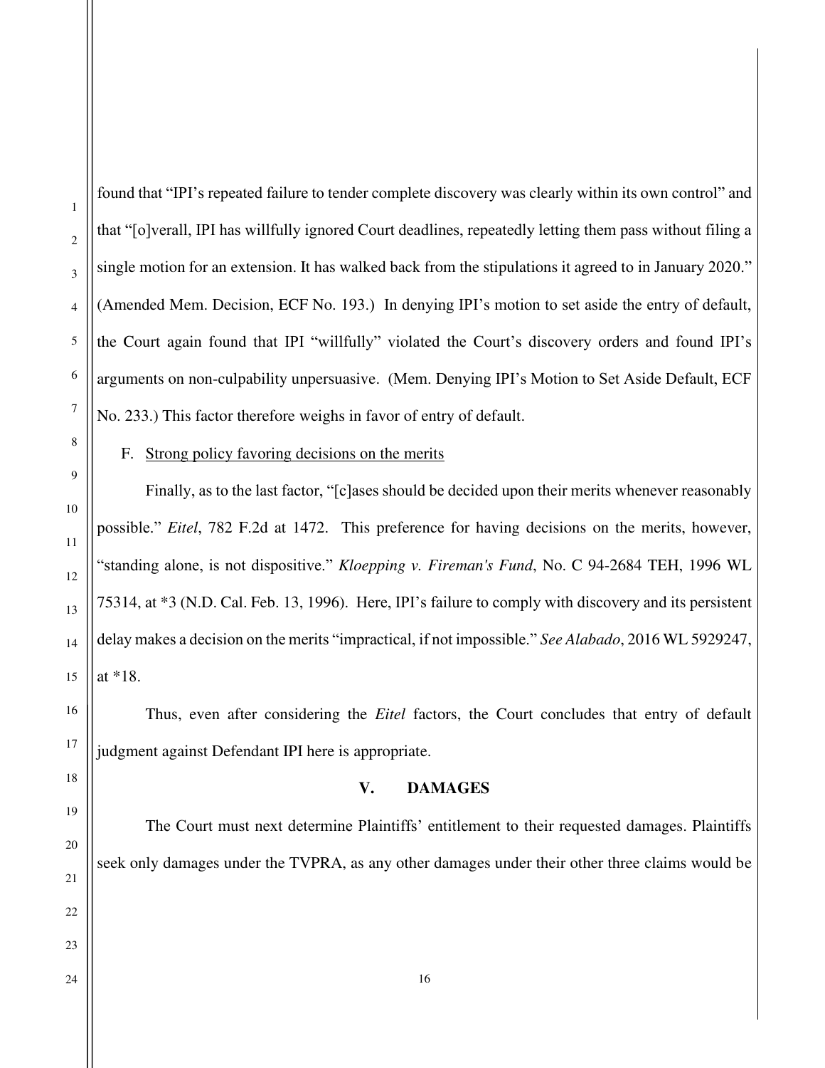found that "IPI's repeated failure to tender complete discovery was clearly within its own control" and that "[o]verall, IPI has willfully ignored Court deadlines, repeatedly letting them pass without filing a single motion for an extension. It has walked back from the stipulations it agreed to in January 2020." (Amended Mem. Decision, ECF No. 193.) In denying IPI's motion to set aside the entry of default, the Court again found that IPI "willfully" violated the Court's discovery orders and found IPI's arguments on non-culpability unpersuasive. (Mem. Denying IPI's Motion to Set Aside Default, ECF No. 233.) This factor therefore weighs in favor of entry of default.

F. Strong policy favoring decisions on the merits

Finally, as to the last factor, "[c]ases should be decided upon their merits whenever reasonably possible." *Eitel*, 782 F.2d at 1472. This preference for having decisions on the merits, however, "standing alone, is not dispositive." *Kloepping v. Fireman's Fund*, No. C 94-2684 TEH, 1996 WL 75314, at *3 (N.D. Cal. Feb. 13, 1996). Here, IPI's failure to comply with discovery and its persistent delay makes a decision on the merits "impractical, if not impossible." *See Alabado*, 2016 WL 5929247, at *18.

Thus, even after considering the *Eitel* factors, the Court concludes that entry of default judgment against Defendant IPI here is appropriate.

## V. DAMAGES

The Court must next determine Plaintiffs' entitlement to their requested damages. Plaintiffs seek only damages under the TVPRA, as any other damages under their other three claims would be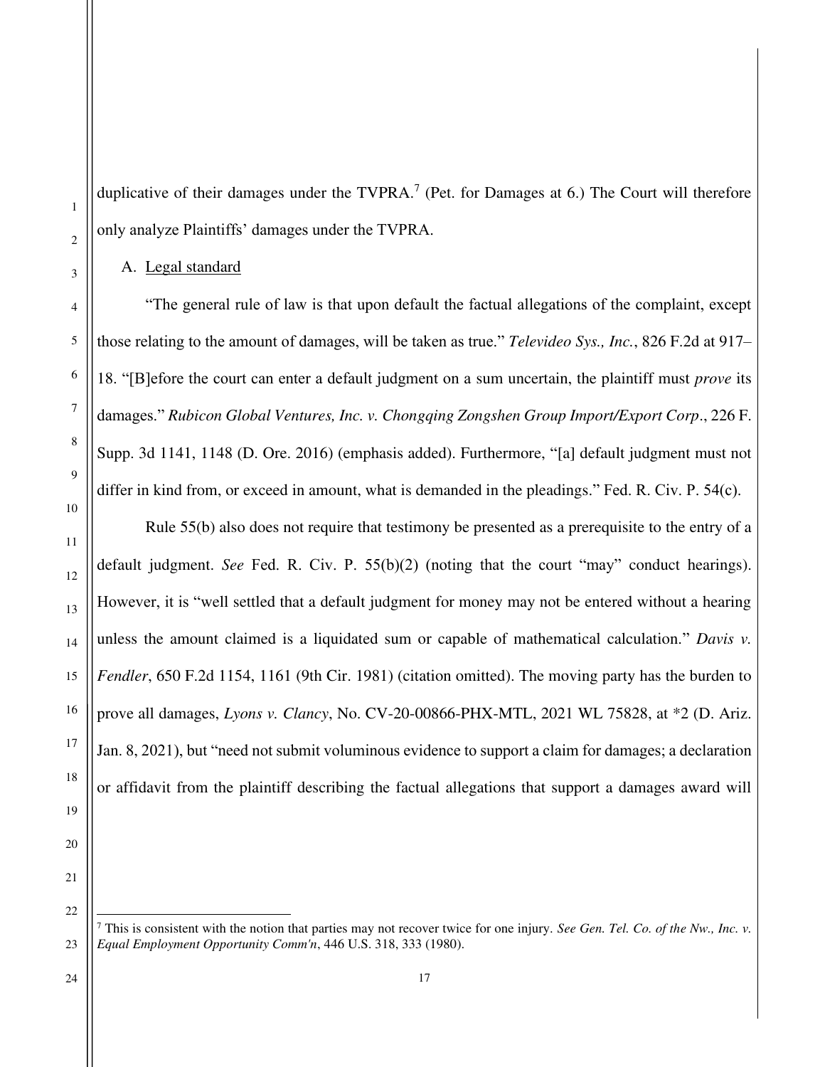duplicative of their damages under the TVPRA.[7] (Pet. for Damages at 6.) The Court will therefore only analyze Plaintiffs' damages under the TVPRA.

A. Legal standard

"The general rule of law is that upon default the factual allegations of the complaint, except those relating to the amount of damages, will be taken as true." *Televideo Sys., Inc.*, 826 F.2d at 917–18. "[B]efore the court can enter a default judgment on a sum uncertain, the plaintiff must *prove* its damages." *Rubicon Global Ventures, Inc. v. Chongqing Zongshen Group Import/Export Corp*., 226 F. Supp. 3d 1141, 1148 (D. Ore. 2016) (emphasis added). Furthermore, "[a] default judgment must not differ in kind from, or exceed in amount, what is demanded in the pleadings." Fed. R. Civ. P. 54(c).

Rule 55(b) also does not require that testimony be presented as a prerequisite to the entry of a default judgment. *See* Fed. R. Civ. P. 55(b)(2) (noting that the court "may" conduct hearings). However, it is "well settled that a default judgment for money may not be entered without a hearing unless the amount claimed is a liquidated sum or capable of mathematical calculation." *Davis v. Fendler*, 650 F.2d 1154, 1161 (9th Cir. 1981) (citation omitted). The moving party has the burden to prove all damages, *Lyons v. Clancy*, No. CV-20-00866-PHX-MTL, 2021 WL 75828, at *2 (D. Ariz. Jan. 8, 2021), but "need not submit voluminous evidence to support a claim for damages; a declaration or affidavit from the plaintiff describing the factual allegations that support a damages award will

[7] This is consistent with the notion that parties may not recover twice for one injury. *See Gen. Tel. Co. of the Nw., Inc. v. Equal Employment Opportunity Comm'n*, 446 U.S. 318, 333 (1980).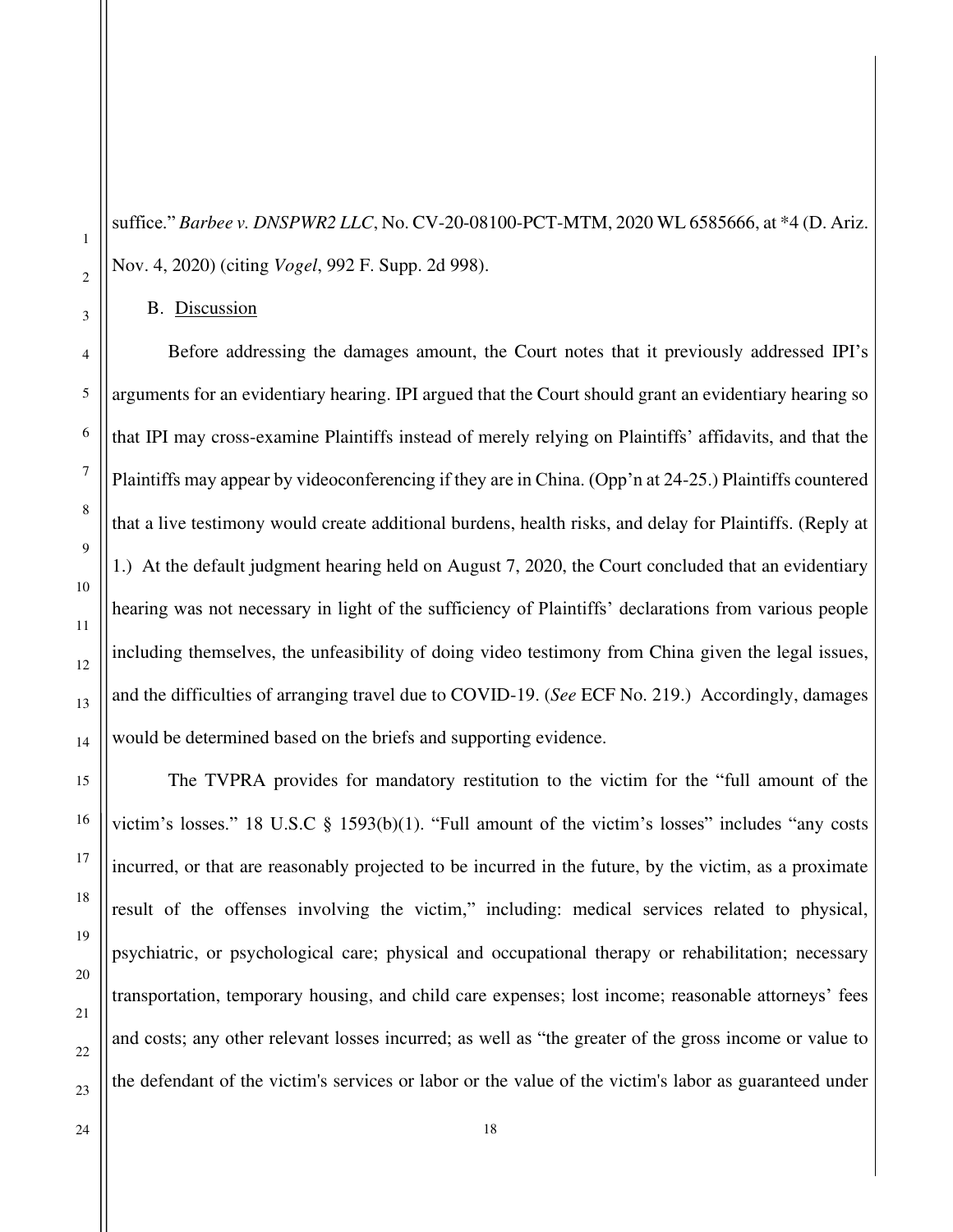suffice." *Barbee v. DNSPWR2 LLC*, No. CV-20-08100-PCT-MTM, 2020 WL 6585666, at *4 (D. Ariz. Nov. 4, 2020) (citing *Vogel*, 992 F. Supp. 2d 998).

B. Discussion

Before addressing the damages amount, the Court notes that it previously addressed IPI's arguments for an evidentiary hearing. IPI argued that the Court should grant an evidentiary hearing so that IPI may cross-examine Plaintiffs instead of merely relying on Plaintiffs' affidavits, and that the Plaintiffs may appear by videoconferencing if they are in China. (Opp'n at 24-25.) Plaintiffs countered that a live testimony would create additional burdens, health risks, and delay for Plaintiffs. (Reply at 1.) At the default judgment hearing held on August 7, 2020, the Court concluded that an evidentiary hearing was not necessary in light of the sufficiency of Plaintiffs' declarations from various people including themselves, the unfeasibility of doing video testimony from China given the legal issues, and the difficulties of arranging travel due to COVID-19. (*See* ECF No. 219.) Accordingly, damages would be determined based on the briefs and supporting evidence.

The TVPRA provides for mandatory restitution to the victim for the "full amount of the victim's losses." 18 U.S.C § 1593(b)(1). "Full amount of the victim's losses" includes "any costs incurred, or that are reasonably projected to be incurred in the future, by the victim, as a proximate result of the offenses involving the victim," including: medical services related to physical, psychiatric, or psychological care; physical and occupational therapy or rehabilitation; necessary transportation, temporary housing, and child care expenses; lost income; reasonable attorneys' fees and costs; any other relevant losses incurred; as well as "the greater of the gross income or value to the defendant of the victim's services or labor or the value of the victim's labor as guaranteed under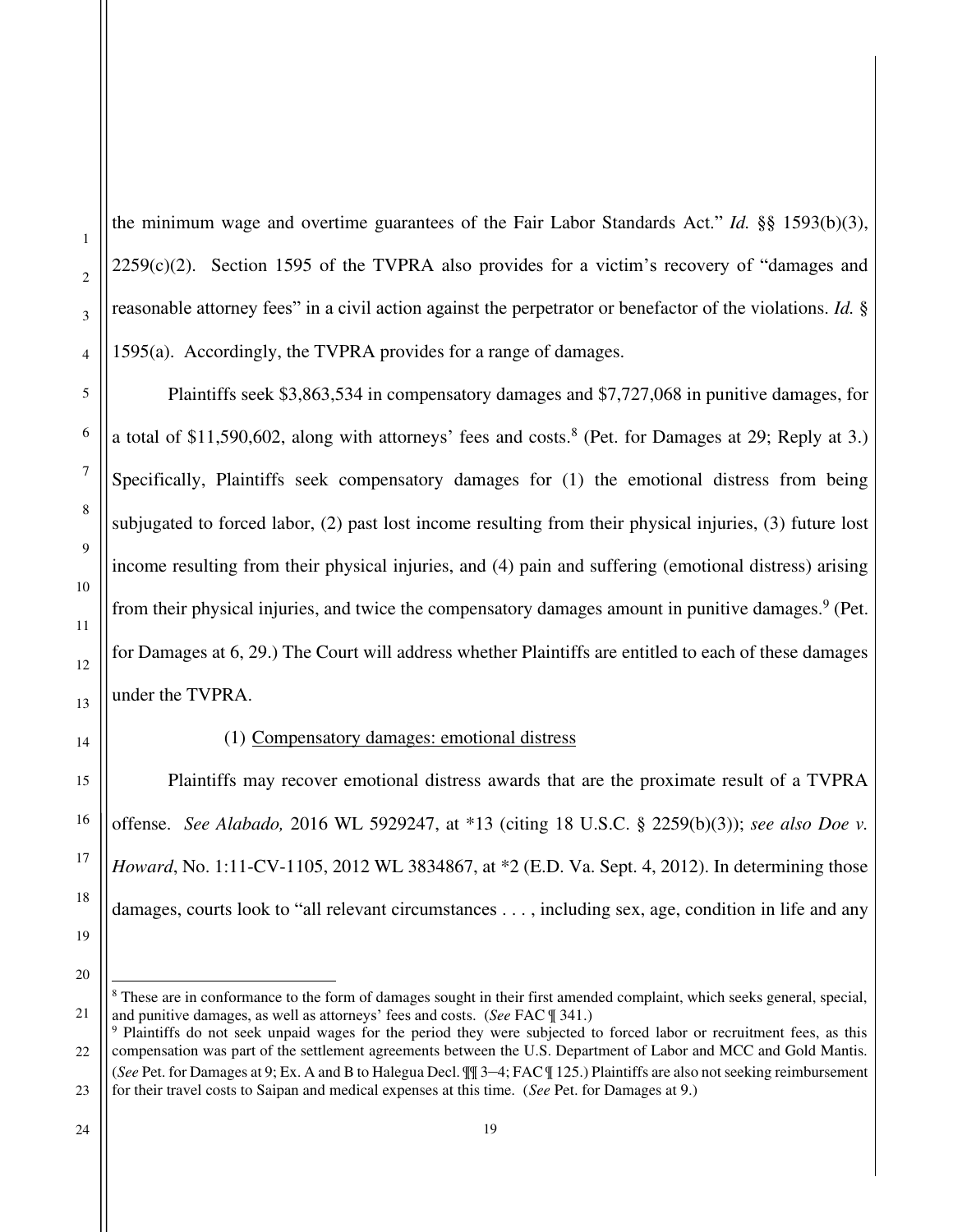the minimum wage and overtime guarantees of the Fair Labor Standards Act." *Id.* §§ 1593(b)(3), 2259(c)(2). Section 1595 of the TVPRA also provides for a victim's recovery of "damages and reasonable attorney fees" in a civil action against the perpetrator or benefactor of the violations. *Id.* § 1595(a). Accordingly, the TVPRA provides for a range of damages.

Plaintiffs seek $3,863,534 in compensatory damages and $7,727,068 in punitive damages, for a total of $11,590,602, along with attorneys' fees and costs.[8] (Pet. for Damages at 29; Reply at 3.) Specifically, Plaintiffs seek compensatory damages for (1) the emotional distress from being subjugated to forced labor, (2) past lost income resulting from their physical injuries, (3) future lost income resulting from their physical injuries, and (4) pain and suffering (emotional distress) arising from their physical injuries, and twice the compensatory damages amount in punitive damages.[9] (Pet. for Damages at 6, 29.) The Court will address whether Plaintiffs are entitled to each of these damages under the TVPRA.

(1) Compensatory damages: emotional distress

Plaintiffs may recover emotional distress awards that are the proximate result of a TVPRA offense. *See Alabado,* 2016 WL 5929247, at *13 (citing 18 U.S.C. § 2259(b)(3)); *see also Doe v. Howard*, No. 1:11-CV-1105, 2012 WL 3834867, at *2 (E.D. Va. Sept. 4, 2012). In determining those damages, courts look to "all relevant circumstances . . . , including sex, age, condition in life and any

---

[8] These are in conformance to the form of damages sought in their first amended complaint, which seeks general, special, and punitive damages, as well as attorneys' fees and costs. (*See* FAC ¶ 341.)

[9] Plaintiffs do not seek unpaid wages for the period they were subjected to forced labor or recruitment fees, as this compensation was part of the settlement agreements between the U.S. Department of Labor and MCC and Gold Mantis. (*See* Pet. for Damages at 9; Ex. A and B to Halegua Decl. ¶¶ 3–4; FAC ¶ 125.) Plaintiffs are also not seeking reimbursement for their travel costs to Saipan and medical expenses at this time. (*See* Pet. for Damages at 9.)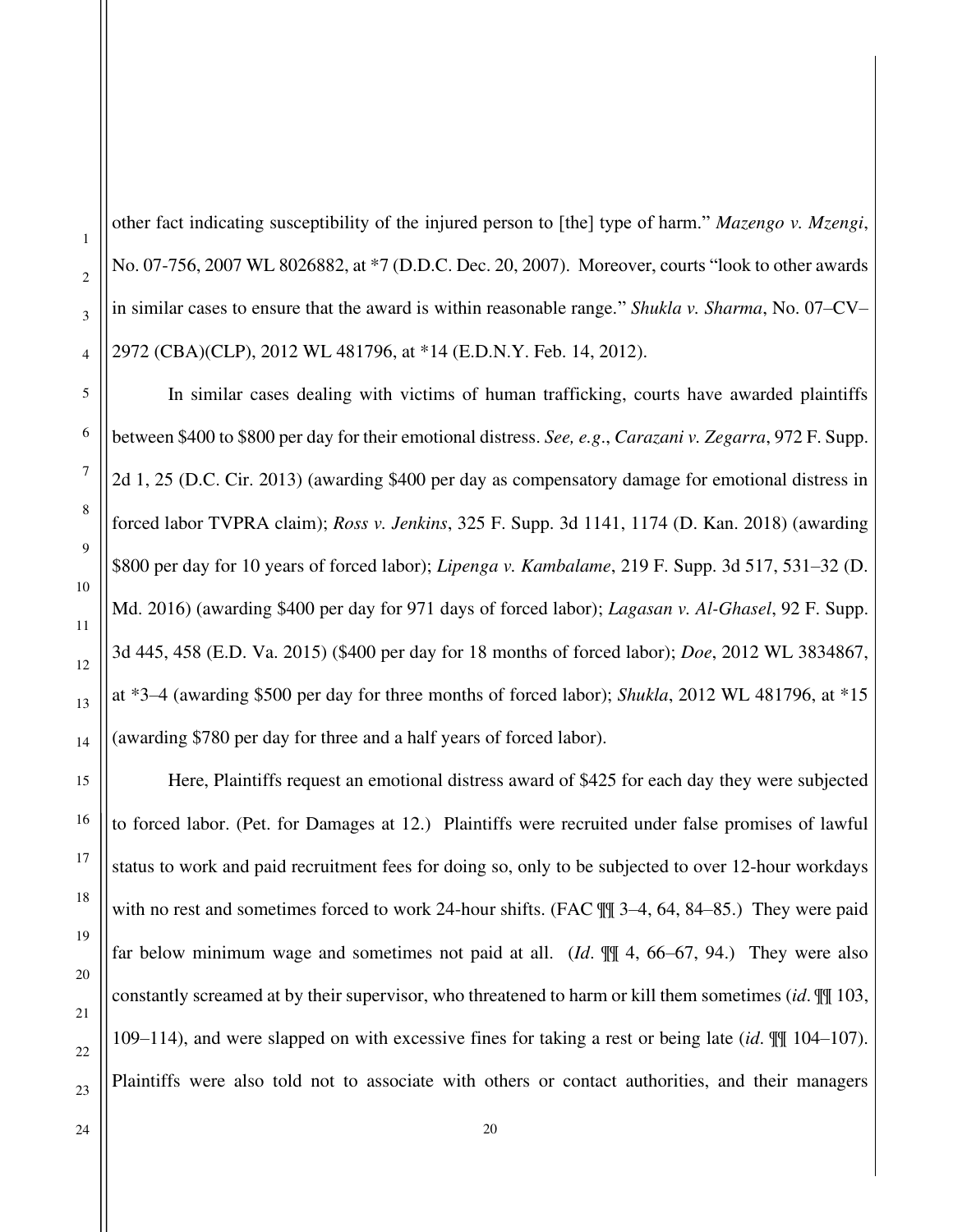other fact indicating susceptibility of the injured person to [the] type of harm." *Mazengo v. Mzengi*, No. 07-756, 2007 WL 8026882, at *7 (D.D.C. Dec. 20, 2007). Moreover, courts "look to other awards in similar cases to ensure that the award is within reasonable range." *Shukla v. Sharma*, No. 07–CV–2972 (CBA)(CLP), 2012 WL 481796, at *14 (E.D.N.Y. Feb. 14, 2012).

In similar cases dealing with victims of human trafficking, courts have awarded plaintiffs between $400 to $800 per day for their emotional distress. *See, e.g.*, *Carazani v. Zegarra*, 972 F. Supp. 2d 1, 25 (D.C. Cir. 2013) (awarding $400 per day as compensatory damage for emotional distress in forced labor TVPRA claim); *Ross v. Jenkins*, 325 F. Supp. 3d 1141, 1174 (D. Kan. 2018) (awarding $800 per day for 10 years of forced labor); *Lipenga v. Kambalame*, 219 F. Supp. 3d 517, 531–32 (D. Md. 2016) (awarding $400 per day for 971 days of forced labor); *Lagasan v. Al-Ghasel*, 92 F. Supp. 3d 445, 458 (E.D. Va. 2015) ($400 per day for 18 months of forced labor); *Doe*, 2012 WL 3834867, at *3–4 (awarding $500 per day for three months of forced labor); *Shukla*, 2012 WL 481796, at *15 (awarding $780 per day for three and a half years of forced labor).

Here, Plaintiffs request an emotional distress award of $425 for each day they were subjected to forced labor. (Pet. for Damages at 12.) Plaintiffs were recruited under false promises of lawful status to work and paid recruitment fees for doing so, only to be subjected to over 12-hour workdays with no rest and sometimes forced to work 24-hour shifts. (FAC ¶¶ 3–4, 64, 84–85.) They were paid far below minimum wage and sometimes not paid at all. (*Id*. ¶¶ 4, 66–67, 94.) They were also constantly screamed at by their supervisor, who threatened to harm or kill them sometimes (*id*. ¶¶ 103, 109–114), and were slapped on with excessive fines for taking a rest or being late (*id*. ¶¶ 104–107). Plaintiffs were also told not to associate with others or contact authorities, and their managers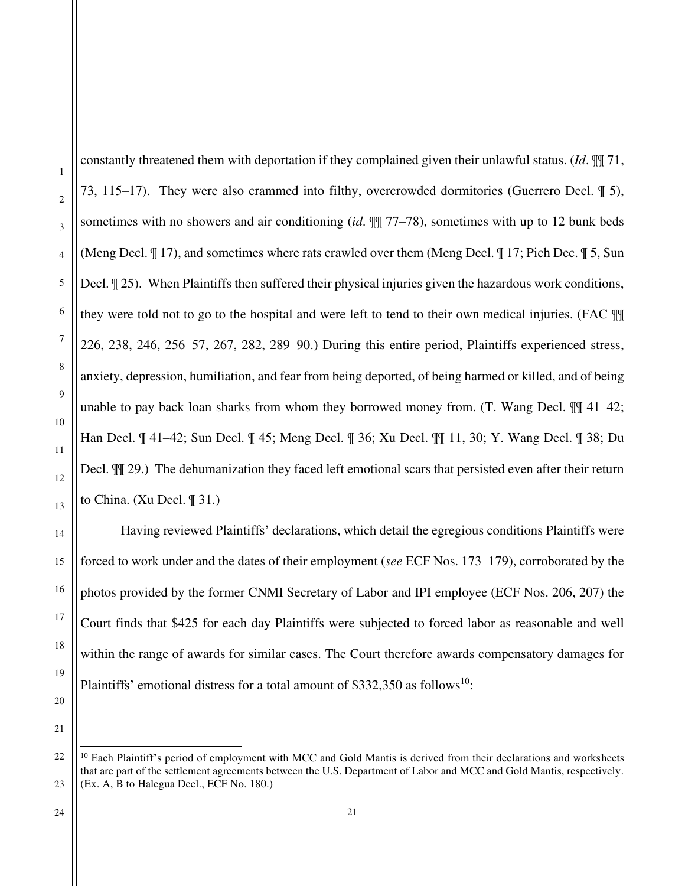constantly threatened them with deportation if they complained given their unlawful status. (*Id*. ¶¶ 71, 73, 115–17). They were also crammed into filthy, overcrowded dormitories (Guerrero Decl. ¶ 5), sometimes with no showers and air conditioning (*id*. ¶¶ 77–78), sometimes with up to 12 bunk beds (Meng Decl. ¶ 17), and sometimes where rats crawled over them (Meng Decl. ¶ 17; Pich Dec. ¶ 5, Sun Decl. ¶ 25). When Plaintiffs then suffered their physical injuries given the hazardous work conditions, they were told not to go to the hospital and were left to tend to their own medical injuries. (FAC ¶¶ 226, 238, 246, 256–57, 267, 282, 289–90.) During this entire period, Plaintiffs experienced stress, anxiety, depression, humiliation, and fear from being deported, of being harmed or killed, and of being unable to pay back loan sharks from whom they borrowed money from. (T. Wang Decl. ¶¶ 41–42; Han Decl. ¶ 41–42; Sun Decl. ¶ 45; Meng Decl. ¶ 36; Xu Decl. ¶¶ 11, 30; Y. Wang Decl. ¶ 38; Du Decl. ¶¶ 29.) The dehumanization they faced left emotional scars that persisted even after their return to China. (Xu Decl. ¶ 31.)

Having reviewed Plaintiffs' declarations, which detail the egregious conditions Plaintiffs were forced to work under and the dates of their employment (*see* ECF Nos. 173–179), corroborated by the photos provided by the former CNMI Secretary of Labor and IPI employee (ECF Nos. 206, 207) the Court finds that $425 for each day Plaintiffs were subjected to forced labor as reasonable and well within the range of awards for similar cases. The Court therefore awards compensatory damages for Plaintiffs' emotional distress for a total amount of $332,350 as follows[10]:

---

[10] Each Plaintiff's period of employment with MCC and Gold Mantis is derived from their declarations and worksheets that are part of the settlement agreements between the U.S. Department of Labor and MCC and Gold Mantis, respectively. (Ex. A, B to Halegua Decl., ECF No. 180.)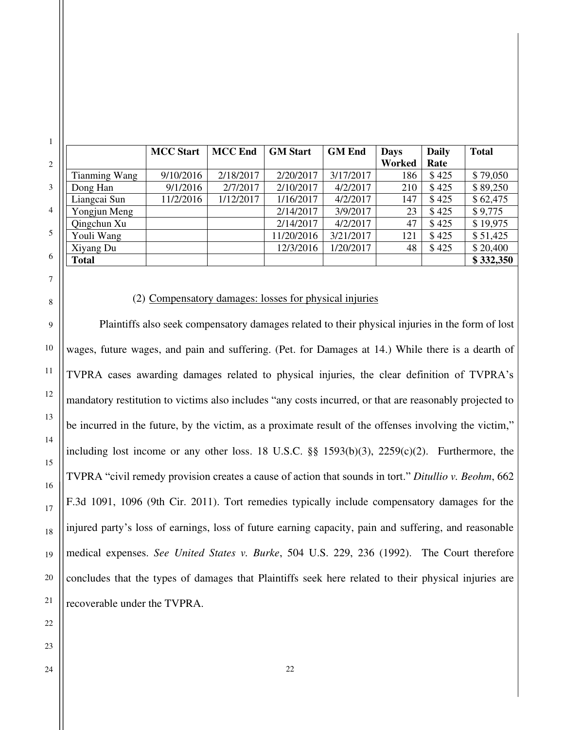| | MCC Start | MCC End | GM Start | GM End | Days Worked | Daily Rate | Total |
|---|---|---|---|---|---|---|---|
| Tianming Wang | 9/10/2016 | 2/18/2017 | 2/20/2017 | 3/17/2017 | 186 | $ 425 | $ 79,050 |
| Dong Han | 9/1/2016 | 2/7/2017 | 2/10/2017 | 4/2/2017 | 210 | $ 425 | $ 89,250 |
| Liangcai Sun | 11/2/2016 | 1/12/2017 | 1/16/2017 | 4/2/2017 | 147 | $ 425 | $ 62,475 |
| Yongjun Meng | | | 2/14/2017 | 3/9/2017 | 23 | $ 425 | $ 9,775 |
| Qingchun Xu | | | 2/14/2017 | 4/2/2017 | 47 | $ 425 | $ 19,975 |
| Youli Wang | | | 11/20/2016 | 3/21/2017 | 121 | $ 425 | $ 51,425 |
| Xiyang Du | | | 12/3/2016 | 1/20/2017 | 48 | $ 425 | $ 20,400 |
| **Total** | | | | | | | **$ 332,350** |

(2) Compensatory damages: losses for physical injuries

Plaintiffs also seek compensatory damages related to their physical injuries in the form of lost wages, future wages, and pain and suffering. (Pet. for Damages at 14.) While there is a dearth of TVPRA cases awarding damages related to physical injuries, the clear definition of TVPRA's mandatory restitution to victims also includes "any costs incurred, or that are reasonably projected to be incurred in the future, by the victim, as a proximate result of the offenses involving the victim," including lost income or any other loss. 18 U.S.C. §§ 1593(b)(3), 2259(c)(2). Furthermore, the TVPRA "civil remedy provision creates a cause of action that sounds in tort." *Ditullio v. Beohm*, 662 F.3d 1091, 1096 (9th Cir. 2011). Tort remedies typically include compensatory damages for the injured party's loss of earnings, loss of future earning capacity, pain and suffering, and reasonable medical expenses. *See United States v. Burke*, 504 U.S. 229, 236 (1992). The Court therefore concludes that the types of damages that Plaintiffs seek here related to their physical injuries are recoverable under the TVPRA.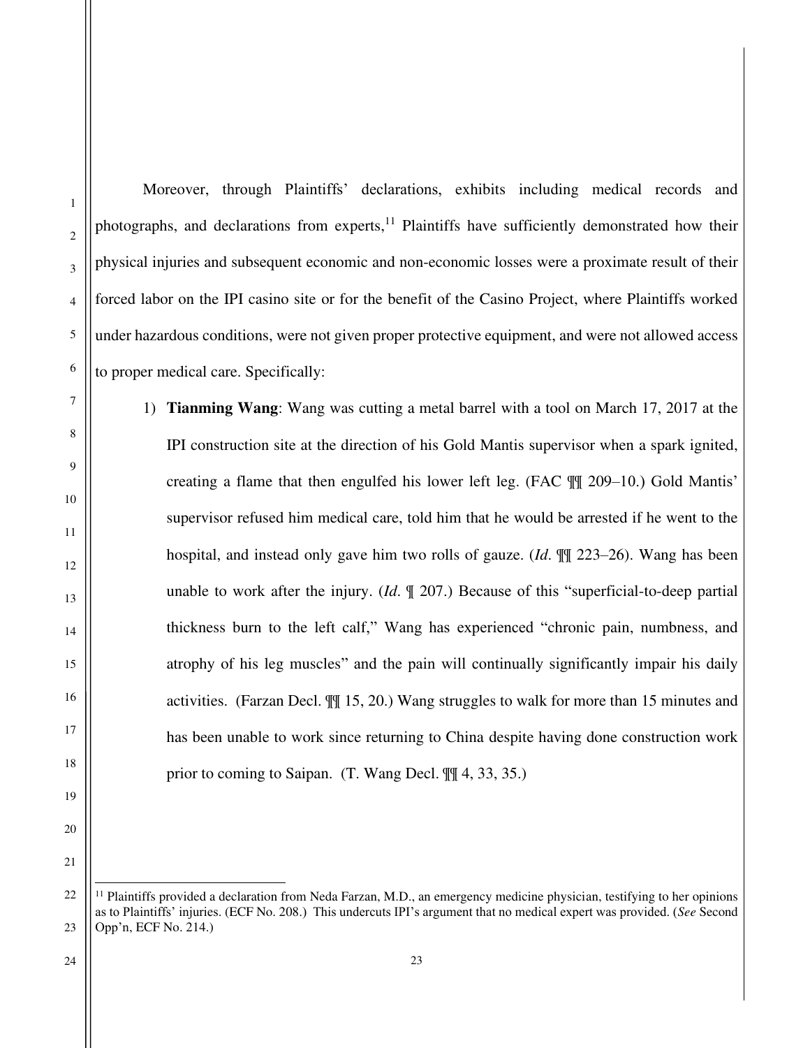Moreover, through Plaintiffs' declarations, exhibits including medical records and photographs, and declarations from experts,[11] Plaintiffs have sufficiently demonstrated how their physical injuries and subsequent economic and non-economic losses were a proximate result of their forced labor on the IPI casino site or for the benefit of the Casino Project, where Plaintiffs worked under hazardous conditions, were not given proper protective equipment, and were not allowed access to proper medical care. Specifically:

1) **Tianming Wang**: Wang was cutting a metal barrel with a tool on March 17, 2017 at the IPI construction site at the direction of his Gold Mantis supervisor when a spark ignited, creating a flame that then engulfed his lower left leg. (FAC ¶¶ 209–10.) Gold Mantis' supervisor refused him medical care, told him that he would be arrested if he went to the hospital, and instead only gave him two rolls of gauze. (*Id*. ¶¶ 223–26). Wang has been unable to work after the injury. (*Id*. ¶ 207.) Because of this "superficial-to-deep partial thickness burn to the left calf," Wang has experienced "chronic pain, numbness, and atrophy of his leg muscles" and the pain will continually significantly impair his daily activities. (Farzan Decl. ¶¶ 15, 20.) Wang struggles to walk for more than 15 minutes and has been unable to work since returning to China despite having done construction work prior to coming to Saipan. (T. Wang Decl. ¶¶ 4, 33, 35.)

---

[11] Plaintiffs provided a declaration from Neda Farzan, M.D., an emergency medicine physician, testifying to her opinions as to Plaintiffs' injuries. (ECF No. 208.) This undercuts IPI's argument that no medical expert was provided. (*See* Second Opp'n, ECF No. 214.)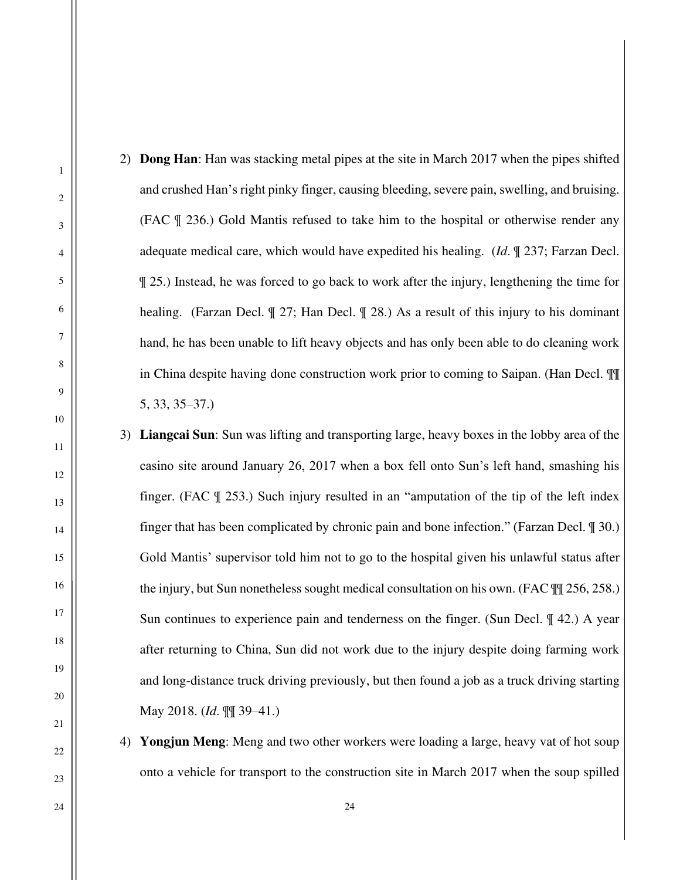2) **Dong Han**: Han was stacking metal pipes at the site in March 2017 when the pipes shifted and crushed Han's right pinky finger, causing bleeding, severe pain, swelling, and bruising. (FAC ¶ 236.) Gold Mantis refused to take him to the hospital or otherwise render any adequate medical care, which would have expedited his healing. (*Id*. ¶ 237; Farzan Decl. ¶ 25.) Instead, he was forced to go back to work after the injury, lengthening the time for healing. (Farzan Decl. ¶ 27; Han Decl. ¶ 28.) As a result of this injury to his dominant hand, he has been unable to lift heavy objects and has only been able to do cleaning work in China despite having done construction work prior to coming to Saipan. (Han Decl. ¶¶ 5, 33, 35–37.)

3) **Liangcai Sun**: Sun was lifting and transporting large, heavy boxes in the lobby area of the casino site around January 26, 2017 when a box fell onto Sun's left hand, smashing his finger. (FAC ¶ 253.) Such injury resulted in an "amputation of the tip of the left index finger that has been complicated by chronic pain and bone infection." (Farzan Decl. ¶ 30.) Gold Mantis' supervisor told him not to go to the hospital given his unlawful status after the injury, but Sun nonetheless sought medical consultation on his own. (FAC ¶¶ 256, 258.) Sun continues to experience pain and tenderness on the finger. (Sun Decl. ¶ 42.) A year after returning to China, Sun did not work due to the injury despite doing farming work and long-distance truck driving previously, but then found a job as a truck driving starting May 2018. (*Id*. ¶¶ 39–41.)

4) **Yongjun Meng**: Meng and two other workers were loading a large, heavy vat of hot soup onto a vehicle for transport to the construction site in March 2017 when the soup spilled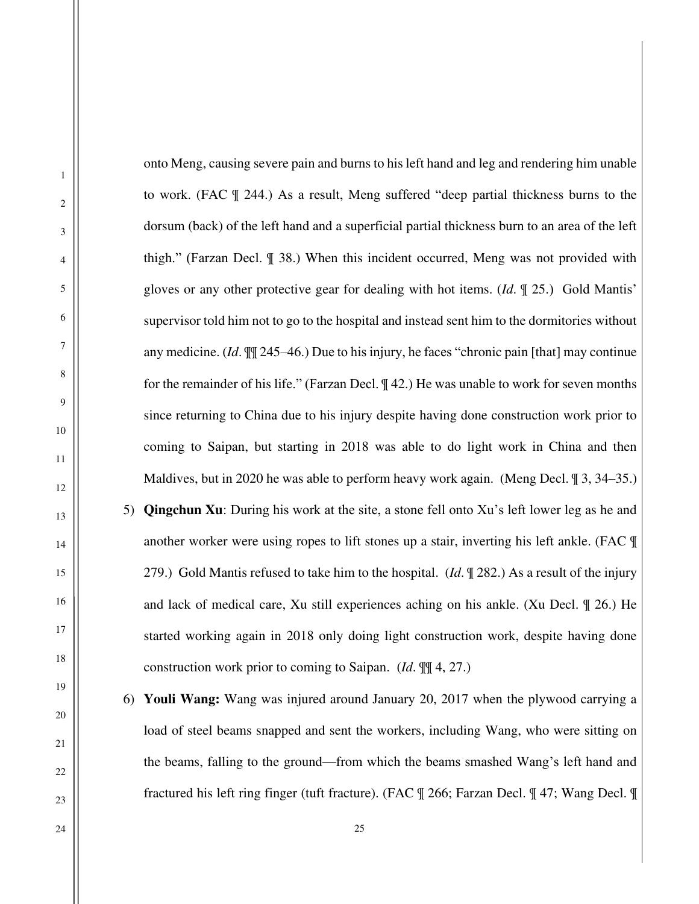onto Meng, causing severe pain and burns to his left hand and leg and rendering him unable to work. (FAC ¶ 244.) As a result, Meng suffered "deep partial thickness burns to the dorsum (back) of the left hand and a superficial partial thickness burn to an area of the left thigh." (Farzan Decl. ¶ 38.) When this incident occurred, Meng was not provided with gloves or any other protective gear for dealing with hot items. (*Id*. ¶ 25.) Gold Mantis' supervisor told him not to go to the hospital and instead sent him to the dormitories without any medicine. (*Id*. ¶¶ 245–46.) Due to his injury, he faces "chronic pain [that] may continue for the remainder of his life." (Farzan Decl. ¶ 42.) He was unable to work for seven months since returning to China due to his injury despite having done construction work prior to coming to Saipan, but starting in 2018 was able to do light work in China and then Maldives, but in 2020 he was able to perform heavy work again. (Meng Decl. ¶ 3, 34–35.)

5) **Qingchun Xu**: During his work at the site, a stone fell onto Xu's left lower leg as he and another worker were using ropes to lift stones up a stair, inverting his left ankle. (FAC ¶ 279.) Gold Mantis refused to take him to the hospital. (*Id*. ¶ 282.) As a result of the injury and lack of medical care, Xu still experiences aching on his ankle. (Xu Decl. ¶ 26.) He started working again in 2018 only doing light construction work, despite having done construction work prior to coming to Saipan. (*Id*. ¶¶ 4, 27.)

6) **Youli Wang:** Wang was injured around January 20, 2017 when the plywood carrying a load of steel beams snapped and sent the workers, including Wang, who were sitting on the beams, falling to the ground—from which the beams smashed Wang's left hand and fractured his left ring finger (tuft fracture). (FAC ¶ 266; Farzan Decl. ¶ 47; Wang Decl. ¶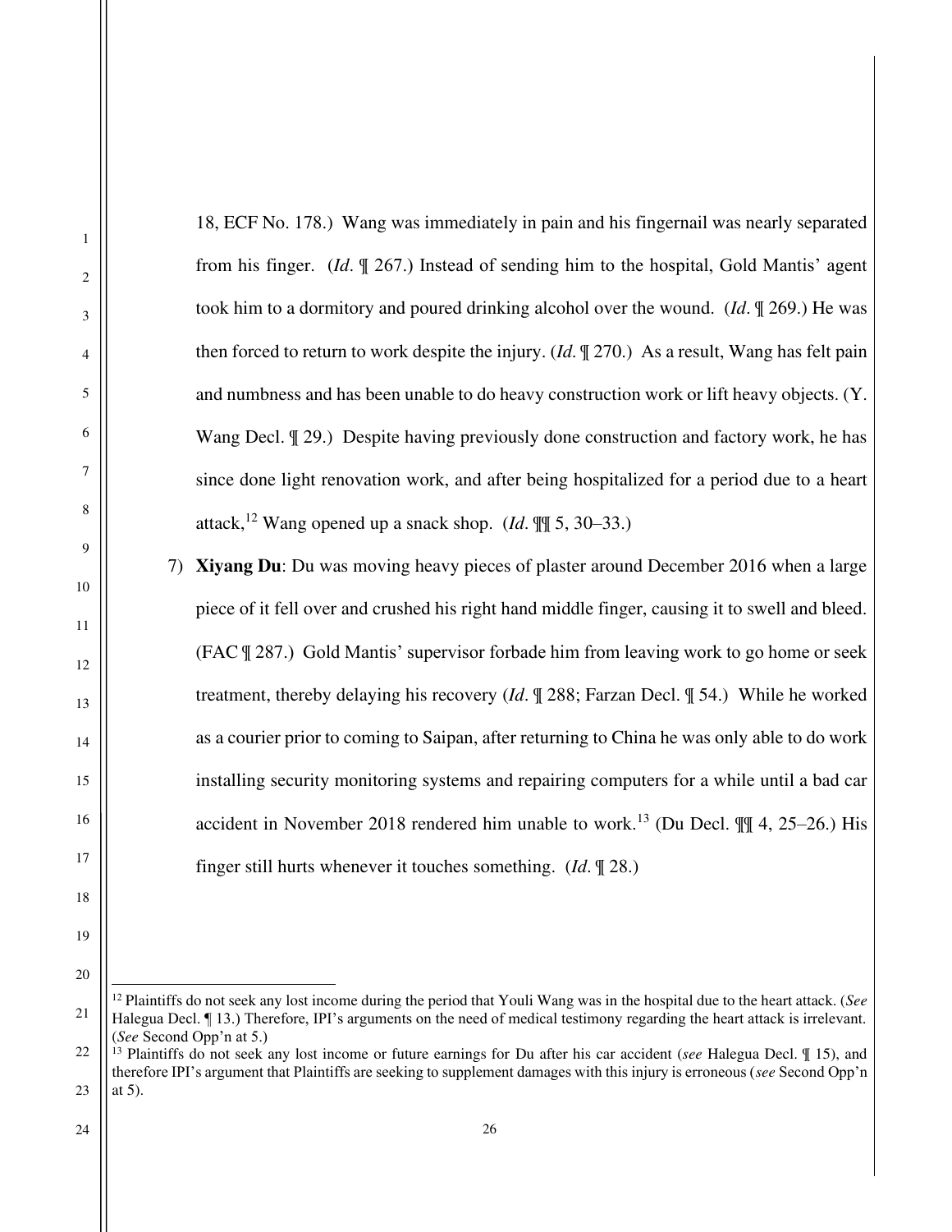18, ECF No. 178.) Wang was immediately in pain and his fingernail was nearly separated from his finger. (*Id*. ¶ 267.) Instead of sending him to the hospital, Gold Mantis' agent took him to a dormitory and poured drinking alcohol over the wound. (*Id*. ¶ 269.) He was then forced to return to work despite the injury. (*Id*. ¶ 270.) As a result, Wang has felt pain and numbness and has been unable to do heavy construction work or lift heavy objects. (Y. Wang Decl. ¶ 29.) Despite having previously done construction and factory work, he has since done light renovation work, and after being hospitalized for a period due to a heart attack,[12] Wang opened up a snack shop. (*Id*. ¶¶ 5, 30–33.)

7) **Xiyang Du**: Du was moving heavy pieces of plaster around December 2016 when a large piece of it fell over and crushed his right hand middle finger, causing it to swell and bleed. (FAC ¶ 287.) Gold Mantis' supervisor forbade him from leaving work to go home or seek treatment, thereby delaying his recovery (*Id*. ¶ 288; Farzan Decl. ¶ 54.) While he worked as a courier prior to coming to Saipan, after returning to China he was only able to do work installing security monitoring systems and repairing computers for a while until a bad car accident in November 2018 rendered him unable to work.[13] (Du Decl. ¶¶ 4, 25–26.) His finger still hurts whenever it touches something. (*Id*. ¶ 28.)

---

[12] Plaintiffs do not seek any lost income during the period that Youli Wang was in the hospital due to the heart attack. (*See* Halegua Decl. ¶ 13.) Therefore, IPI's arguments on the need of medical testimony regarding the heart attack is irrelevant. (*See* Second Opp'n at 5.)

[13] Plaintiffs do not seek any lost income or future earnings for Du after his car accident (*see* Halegua Decl. ¶ 15), and therefore IPI's argument that Plaintiffs are seeking to supplement damages with this injury is erroneous (*see* Second Opp'n at 5).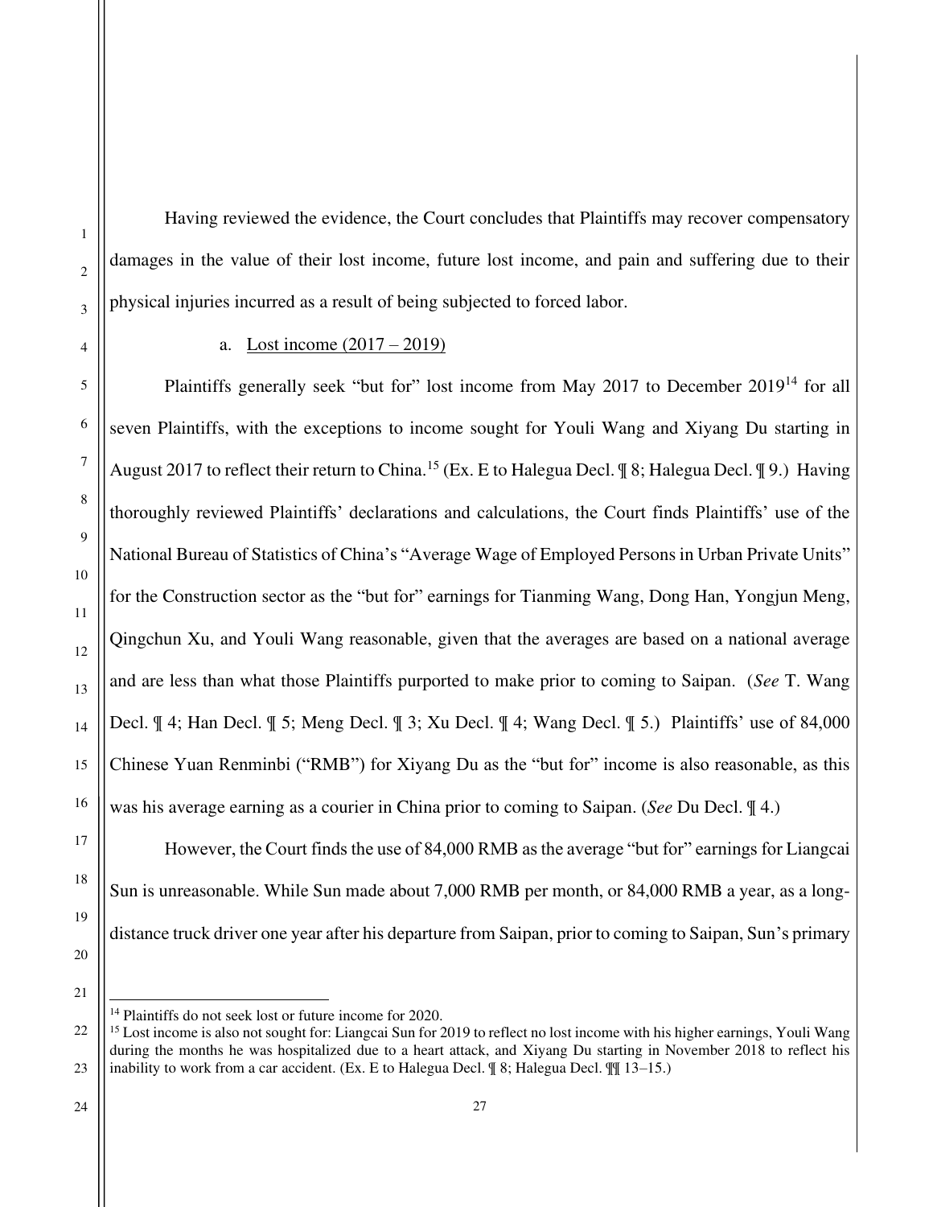Having reviewed the evidence, the Court concludes that Plaintiffs may recover compensatory damages in the value of their lost income, future lost income, and pain and suffering due to their physical injuries incurred as a result of being subjected to forced labor.

a. Lost income (2017 – 2019)

Plaintiffs generally seek "but for" lost income from May 2017 to December 2019[14] for all seven Plaintiffs, with the exceptions to income sought for Youli Wang and Xiyang Du starting in August 2017 to reflect their return to China.[15] (Ex. E to Halegua Decl. ¶ 8; Halegua Decl. ¶ 9.) Having thoroughly reviewed Plaintiffs' declarations and calculations, the Court finds Plaintiffs' use of the National Bureau of Statistics of China's "Average Wage of Employed Persons in Urban Private Units" for the Construction sector as the "but for" earnings for Tianming Wang, Dong Han, Yongjun Meng, Qingchun Xu, and Youli Wang reasonable, given that the averages are based on a national average and are less than what those Plaintiffs purported to make prior to coming to Saipan. (*See* T. Wang Decl. ¶ 4; Han Decl. ¶ 5; Meng Decl. ¶ 3; Xu Decl. ¶ 4; Wang Decl. ¶ 5.) Plaintiffs' use of 84,000 Chinese Yuan Renminbi ("RMB") for Xiyang Du as the "but for" income is also reasonable, as this was his average earning as a courier in China prior to coming to Saipan. (*See* Du Decl. ¶ 4.)

However, the Court finds the use of 84,000 RMB as the average "but for" earnings for Liangcai Sun is unreasonable. While Sun made about 7,000 RMB per month, or 84,000 RMB a year, as a long-distance truck driver one year after his departure from Saipan, prior to coming to Saipan, Sun's primary

---

[14] Plaintiffs do not seek lost or future income for 2020.

[15] Lost income is also not sought for: Liangcai Sun for 2019 to reflect no lost income with his higher earnings, Youli Wang during the months he was hospitalized due to a heart attack, and Xiyang Du starting in November 2018 to reflect his inability to work from a car accident. (Ex. E to Halegua Decl. ¶ 8; Halegua Decl. ¶¶ 13–15.)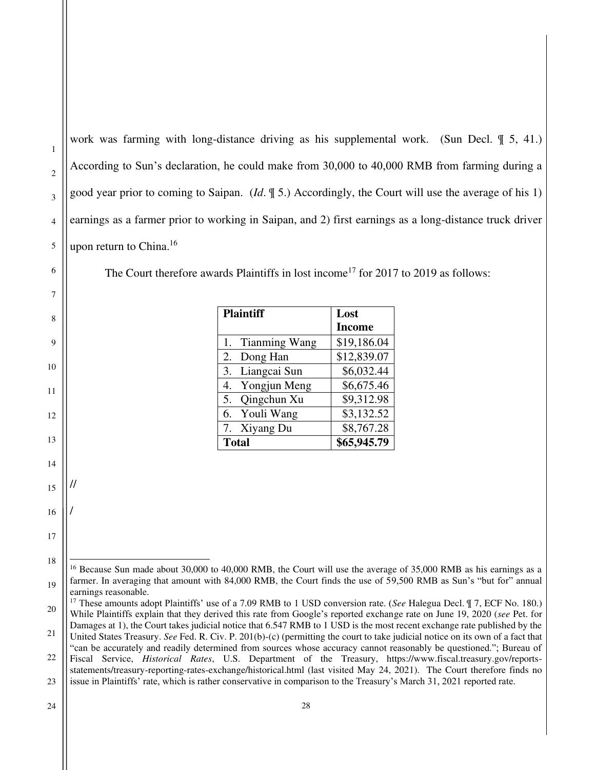work was farming with long-distance driving as his supplemental work. (Sun Decl. ¶ 5, 41.) According to Sun's declaration, he could make from 30,000 to 40,000 RMB from farming during a good year prior to coming to Saipan. (*Id*. ¶ 5.) Accordingly, the Court will use the average of his 1) earnings as a farmer prior to working in Saipan, and 2) first earnings as a long-distance truck driver upon return to China.[16]

The Court therefore awards Plaintiffs in lost income[17] for 2017 to 2019 as follows:

| Plaintiff | Lost Income |
|---|---|
| 1. Tianming Wang | $19,186.04 |
| 2. Dong Han | $12,839.07 |
| 3. Liangcai Sun | $6,032.44 |
| 4. Yongjun Meng | $6,675.46 |
| 5. Qingchun Xu | $9,312.98 |
| 6. Youli Wang | $3,132.52 |
| 7. Xiyang Du | $8,767.28 |
| **Total** | **$65,945.79** |

//

/

---

[16] Because Sun made about 30,000 to 40,000 RMB, the Court will use the average of 35,000 RMB as his earnings as a farmer. In averaging that amount with 84,000 RMB, the Court finds the use of 59,500 RMB as Sun's "but for" annual earnings reasonable.

[17] These amounts adopt Plaintiffs' use of a 7.09 RMB to 1 USD conversion rate. (*See* Halegua Decl. ¶ 7, ECF No. 180.) While Plaintiffs explain that they derived this rate from Google's reported exchange rate on June 19, 2020 (*see* Pet. for Damages at 1), the Court takes judicial notice that 6.547 RMB to 1 USD is the most recent exchange rate published by the United States Treasury. *See* Fed. R. Civ. P. 201(b)-(c) (permitting the court to take judicial notice on its own of a fact that "can be accurately and readily determined from sources whose accuracy cannot reasonably be questioned."; Bureau of Fiscal Service, *Historical Rates*, U.S. Department of the Treasury, https://www.fiscal.treasury.gov/reports-statements/treasury-reporting-rates-exchange/historical.html (last visited May 24, 2021). The Court therefore finds no issue in Plaintiffs' rate, which is rather conservative in comparison to the Treasury's March 31, 2021 reported rate.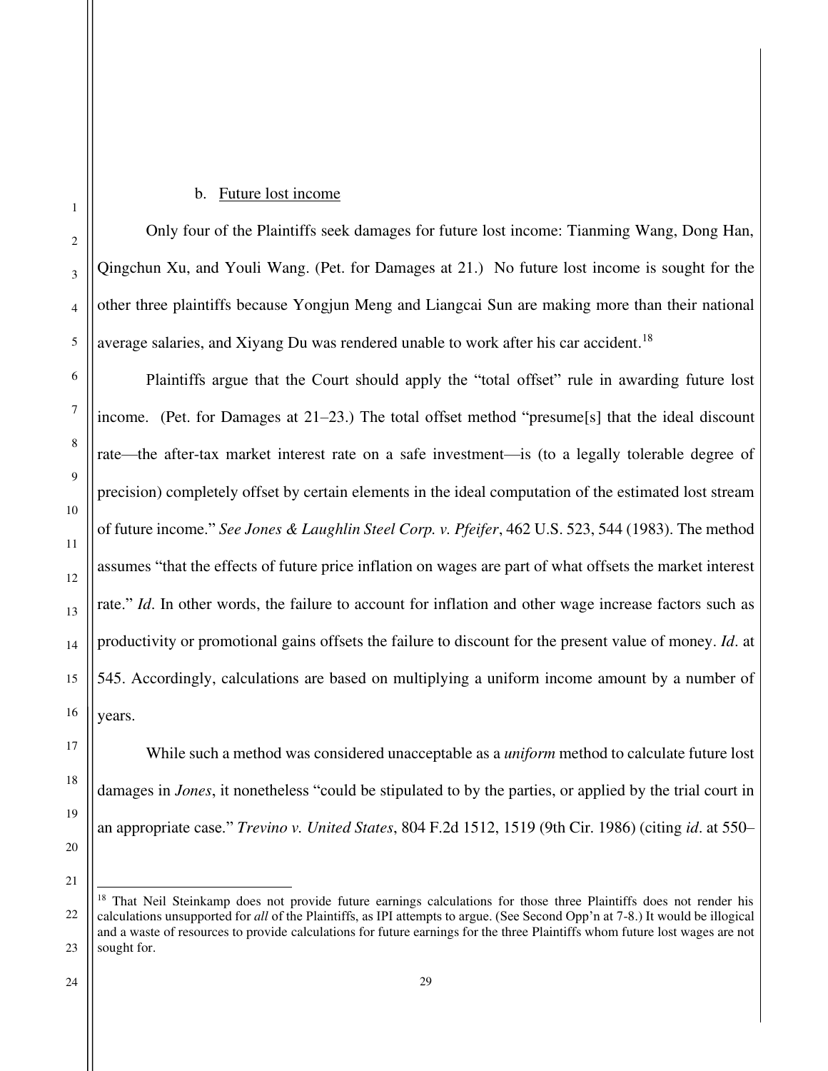b. <u>Future lost income</u>

Only four of the Plaintiffs seek damages for future lost income: Tianming Wang, Dong Han, Qingchun Xu, and Youli Wang. (Pet. for Damages at 21.) No future lost income is sought for the other three plaintiffs because Yongjun Meng and Liangcai Sun are making more than their national average salaries, and Xiyang Du was rendered unable to work after his car accident.[18]

Plaintiffs argue that the Court should apply the "total offset" rule in awarding future lost income. (Pet. for Damages at 21–23.) The total offset method "presume[s] that the ideal discount rate—the after-tax market interest rate on a safe investment—is (to a legally tolerable degree of precision) completely offset by certain elements in the ideal computation of the estimated lost stream of future income." *See Jones & Laughlin Steel Corp. v. Pfeifer*, 462 U.S. 523, 544 (1983). The method assumes "that the effects of future price inflation on wages are part of what offsets the market interest rate." *Id*. In other words, the failure to account for inflation and other wage increase factors such as productivity or promotional gains offsets the failure to discount for the present value of money. *Id*. at 545. Accordingly, calculations are based on multiplying a uniform income amount by a number of years.

While such a method was considered unacceptable as a *uniform* method to calculate future lost damages in *Jones*, it nonetheless "could be stipulated to by the parties, or applied by the trial court in an appropriate case." *Trevino v. United States*, 804 F.2d 1512, 1519 (9th Cir. 1986) (citing *id*. at 550–

---

[18] That Neil Steinkamp does not provide future earnings calculations for those three Plaintiffs does not render his calculations unsupported for *all* of the Plaintiffs, as IPI attempts to argue. (See Second Opp'n at 7-8.) It would be illogical and a waste of resources to provide calculations for future earnings for the three Plaintiffs whom future lost wages are not sought for.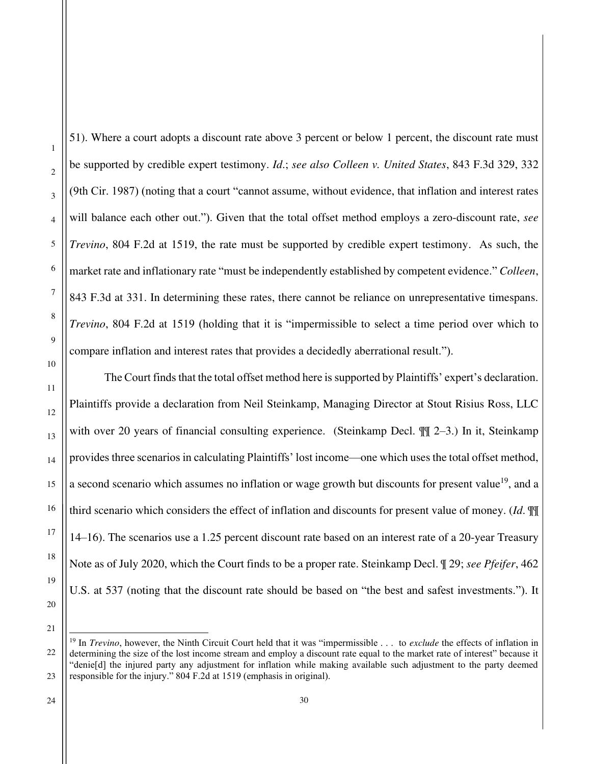51). Where a court adopts a discount rate above 3 percent or below 1 percent, the discount rate must be supported by credible expert testimony. *Id.*; *see also Colleen v. United States*, 843 F.3d 329, 332 (9th Cir. 1987) (noting that a court "cannot assume, without evidence, that inflation and interest rates will balance each other out."). Given that the total offset method employs a zero-discount rate, *see Trevino*, 804 F.2d at 1519, the rate must be supported by credible expert testimony. As such, the market rate and inflationary rate "must be independently established by competent evidence." *Colleen*, 843 F.3d at 331. In determining these rates, there cannot be reliance on unrepresentative timespans. *Trevino*, 804 F.2d at 1519 (holding that it is "impermissible to select a time period over which to compare inflation and interest rates that provides a decidedly aberrational result.").

The Court finds that the total offset method here is supported by Plaintiffs' expert's declaration. Plaintiffs provide a declaration from Neil Steinkamp, Managing Director at Stout Risius Ross, LLC with over 20 years of financial consulting experience. (Steinkamp Decl. ¶¶ 2–3.) In it, Steinkamp provides three scenarios in calculating Plaintiffs' lost income—one which uses the total offset method, a second scenario which assumes no inflation or wage growth but discounts for present value[19], and a third scenario which considers the effect of inflation and discounts for present value of money. (*Id.* ¶¶ 14–16). The scenarios use a 1.25 percent discount rate based on an interest rate of a 20-year Treasury Note as of July 2020, which the Court finds to be a proper rate. Steinkamp Decl. ¶ 29; *see Pfeifer*, 462 U.S. at 537 (noting that the discount rate should be based on "the best and safest investments."). It

---

[19] In *Trevino*, however, the Ninth Circuit Court held that it was "impermissible . . . to *exclude* the effects of inflation in determining the size of the lost income stream and employ a discount rate equal to the market rate of interest" because it "denie[d] the injured party any adjustment for inflation while making available such adjustment to the party deemed responsible for the injury." 804 F.2d at 1519 (emphasis in original).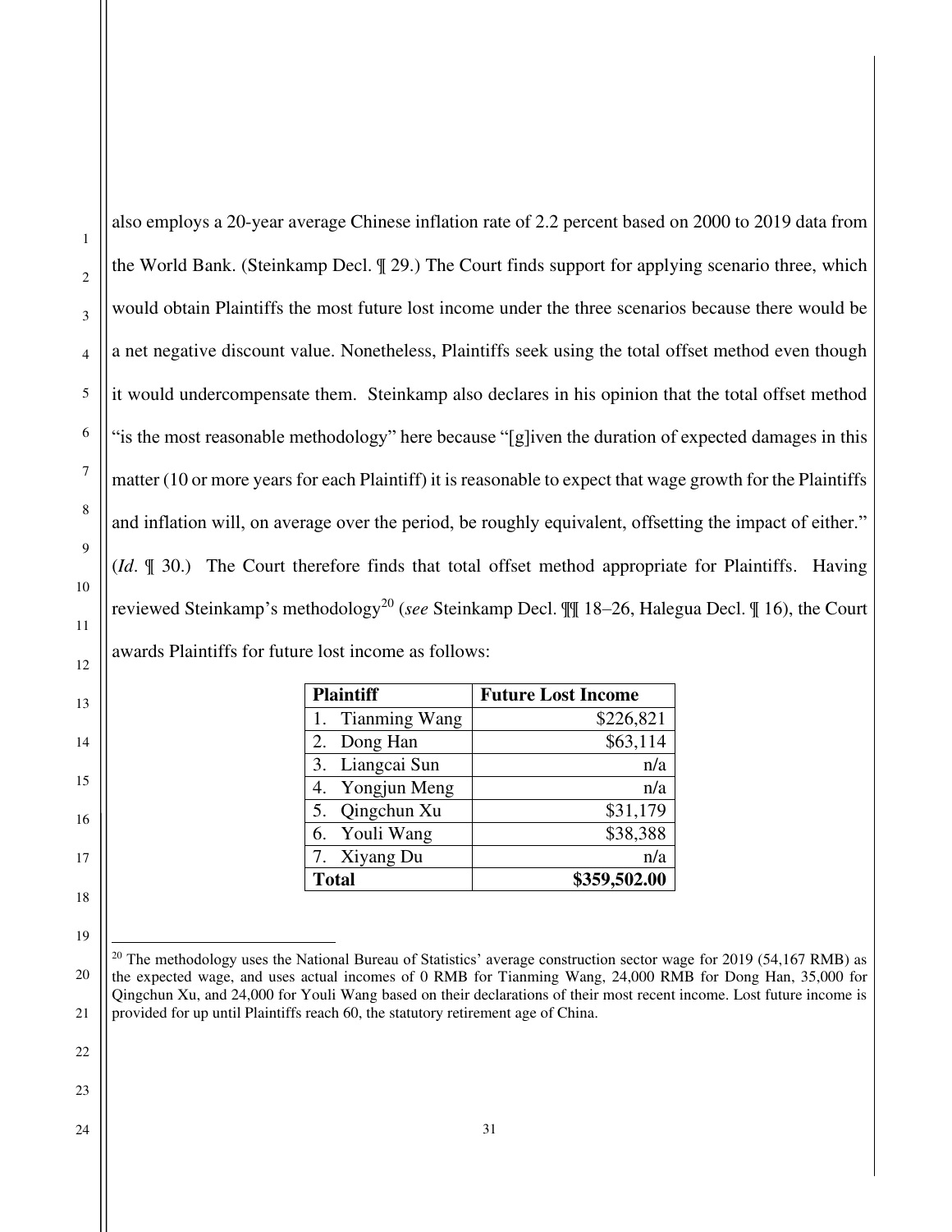also employs a 20-year average Chinese inflation rate of 2.2 percent based on 2000 to 2019 data from the World Bank. (Steinkamp Decl. ¶ 29.) The Court finds support for applying scenario three, which would obtain Plaintiffs the most future lost income under the three scenarios because there would be a net negative discount value. Nonetheless, Plaintiffs seek using the total offset method even though it would undercompensate them. Steinkamp also declares in his opinion that the total offset method "is the most reasonable methodology" here because "[g]iven the duration of expected damages in this matter (10 or more years for each Plaintiff) it is reasonable to expect that wage growth for the Plaintiffs and inflation will, on average over the period, be roughly equivalent, offsetting the impact of either." (*Id*. ¶ 30.) The Court therefore finds that total offset method appropriate for Plaintiffs. Having reviewed Steinkamp's methodology[20] (*see* Steinkamp Decl. ¶¶ 18–26, Halegua Decl. ¶ 16), the Court awards Plaintiffs for future lost income as follows:

| **Plaintiff** | **Future Lost Income** |
|---|---:|
| 1. Tianming Wang | $226,821 |
| 2. Dong Han | $63,114 |
| 3. Liangcai Sun | n/a |
| 4. Yongjun Meng | n/a |
| 5. Qingchun Xu | $31,179 |
| 6. Youli Wang | $38,388 |
| 7. Xiyang Du | n/a |
| **Total** | **$359,502.00** |

[20] The methodology uses the National Bureau of Statistics' average construction sector wage for 2019 (54,167 RMB) as the expected wage, and uses actual incomes of 0 RMB for Tianming Wang, 24,000 RMB for Dong Han, 35,000 for Qingchun Xu, and 24,000 for Youli Wang based on their declarations of their most recent income. Lost future income is provided for up until Plaintiffs reach 60, the statutory retirement age of China.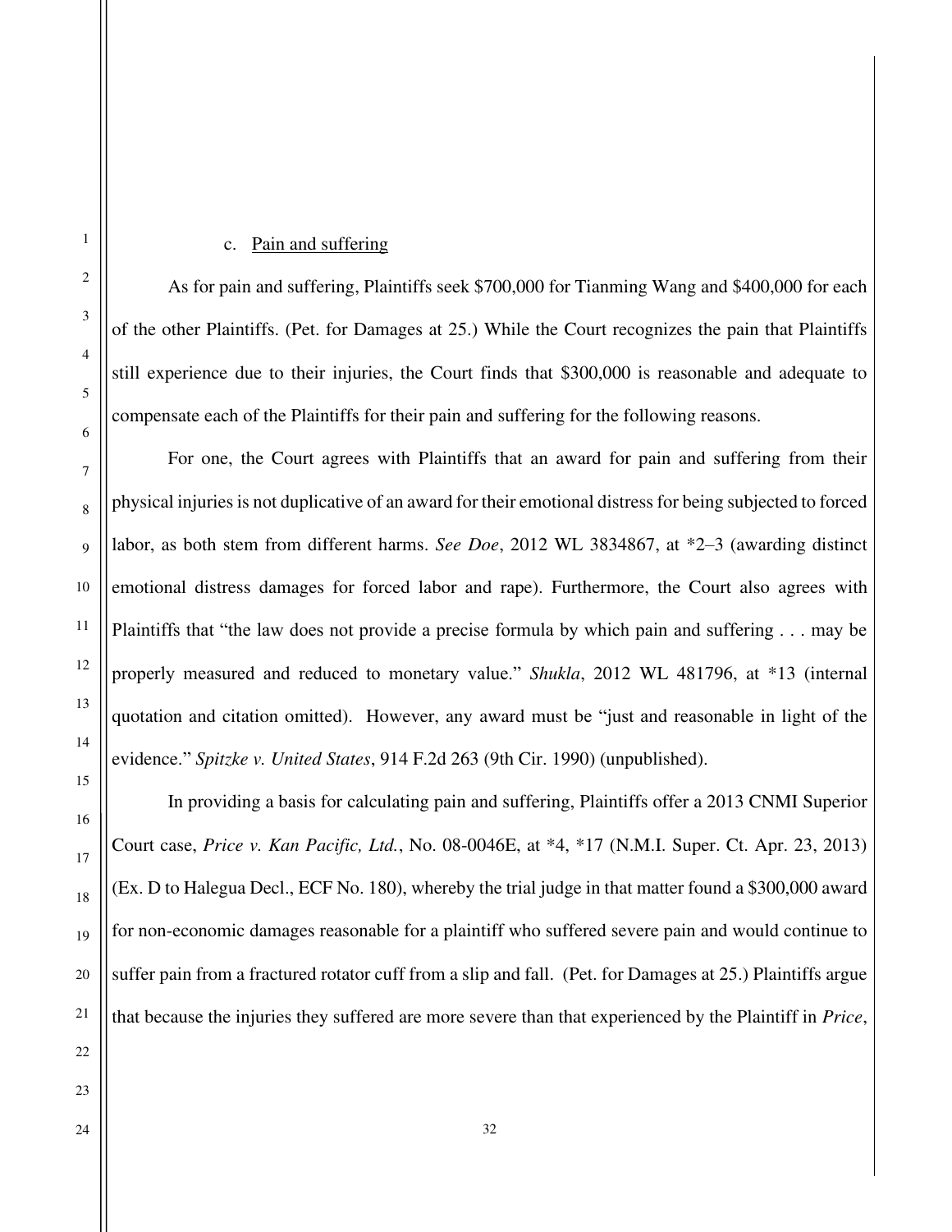c. Pain and suffering

As for pain and suffering, Plaintiffs seek $700,000 for Tianming Wang and $400,000 for each of the other Plaintiffs. (Pet. for Damages at 25.) While the Court recognizes the pain that Plaintiffs still experience due to their injuries, the Court finds that $300,000 is reasonable and adequate to compensate each of the Plaintiffs for their pain and suffering for the following reasons.

For one, the Court agrees with Plaintiffs that an award for pain and suffering from their physical injuries is not duplicative of an award for their emotional distress for being subjected to forced labor, as both stem from different harms. *See Doe*, 2012 WL 3834867, at *2–3 (awarding distinct emotional distress damages for forced labor and rape). Furthermore, the Court also agrees with Plaintiffs that "the law does not provide a precise formula by which pain and suffering . . . may be properly measured and reduced to monetary value." *Shukla*, 2012 WL 481796, at *13 (internal quotation and citation omitted). However, any award must be "just and reasonable in light of the evidence." *Spitzke v. United States*, 914 F.2d 263 (9th Cir. 1990) (unpublished).

In providing a basis for calculating pain and suffering, Plaintiffs offer a 2013 CNMI Superior Court case, *Price v. Kan Pacific, Ltd.*, No. 08-0046E, at *4, *17 (N.M.I. Super. Ct. Apr. 23, 2013) (Ex. D to Halegua Decl., ECF No. 180), whereby the trial judge in that matter found a $300,000 award for non-economic damages reasonable for a plaintiff who suffered severe pain and would continue to suffer pain from a fractured rotator cuff from a slip and fall. (Pet. for Damages at 25.) Plaintiffs argue that because the injuries they suffered are more severe than that experienced by the Plaintiff in *Price*,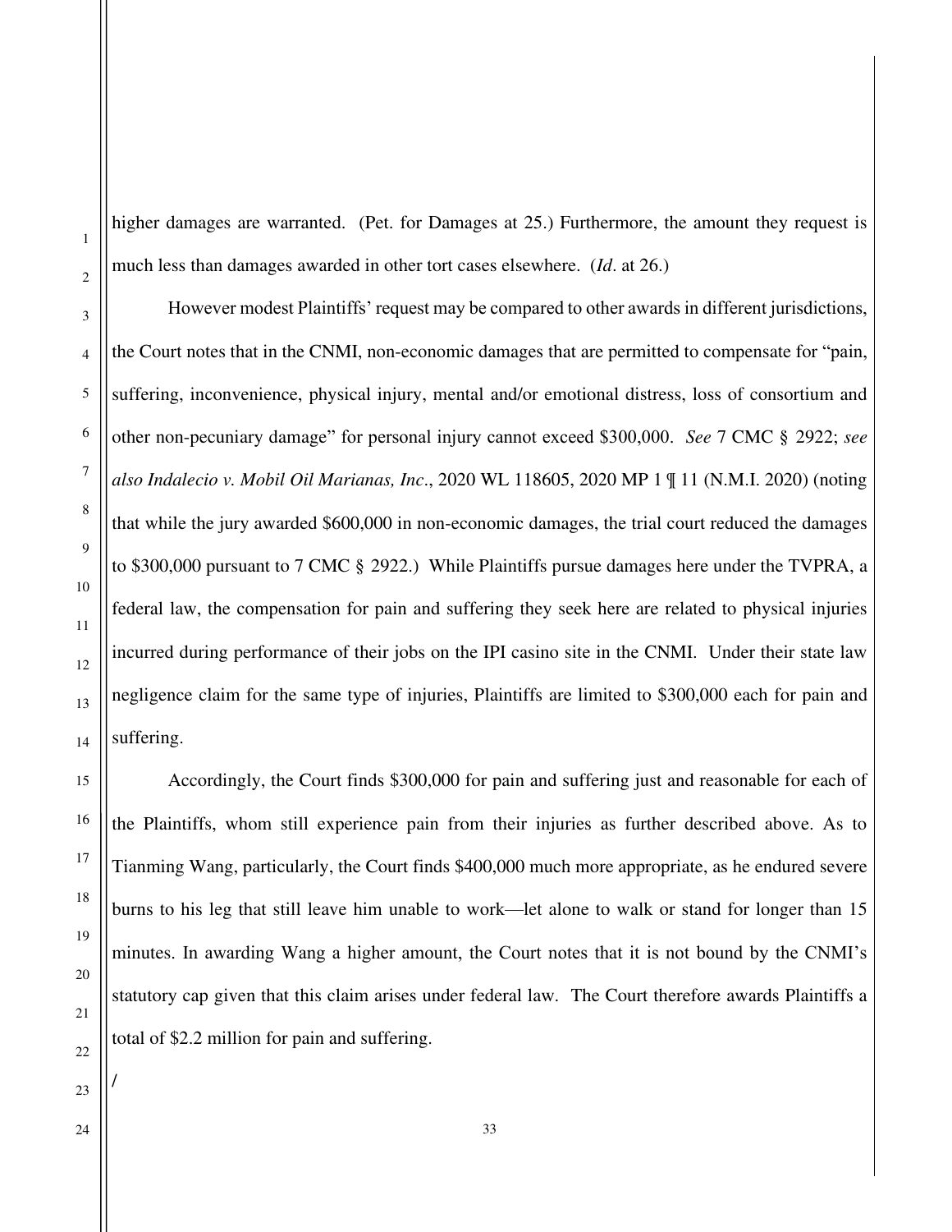higher damages are warranted. (Pet. for Damages at 25.) Furthermore, the amount they request is much less than damages awarded in other tort cases elsewhere. (*Id*. at 26.)

However modest Plaintiffs' request may be compared to other awards in different jurisdictions, the Court notes that in the CNMI, non-economic damages that are permitted to compensate for "pain, suffering, inconvenience, physical injury, mental and/or emotional distress, loss of consortium and other non-pecuniary damage" for personal injury cannot exceed $300,000. *See* 7 CMC § 2922; *see also Indalecio v. Mobil Oil Marianas, Inc*., 2020 WL 118605, 2020 MP 1 ¶ 11 (N.M.I. 2020) (noting that while the jury awarded $600,000 in non-economic damages, the trial court reduced the damages to $300,000 pursuant to 7 CMC § 2922.) While Plaintiffs pursue damages here under the TVPRA, a federal law, the compensation for pain and suffering they seek here are related to physical injuries incurred during performance of their jobs on the IPI casino site in the CNMI. Under their state law negligence claim for the same type of injuries, Plaintiffs are limited to $300,000 each for pain and suffering.

Accordingly, the Court finds $300,000 for pain and suffering just and reasonable for each of the Plaintiffs, whom still experience pain from their injuries as further described above. As to Tianming Wang, particularly, the Court finds $400,000 much more appropriate, as he endured severe burns to his leg that still leave him unable to work—let alone to walk or stand for longer than 15 minutes. In awarding Wang a higher amount, the Court notes that it is not bound by the CNMI's statutory cap given that this claim arises under federal law. The Court therefore awards Plaintiffs a total of $2.2 million for pain and suffering.

/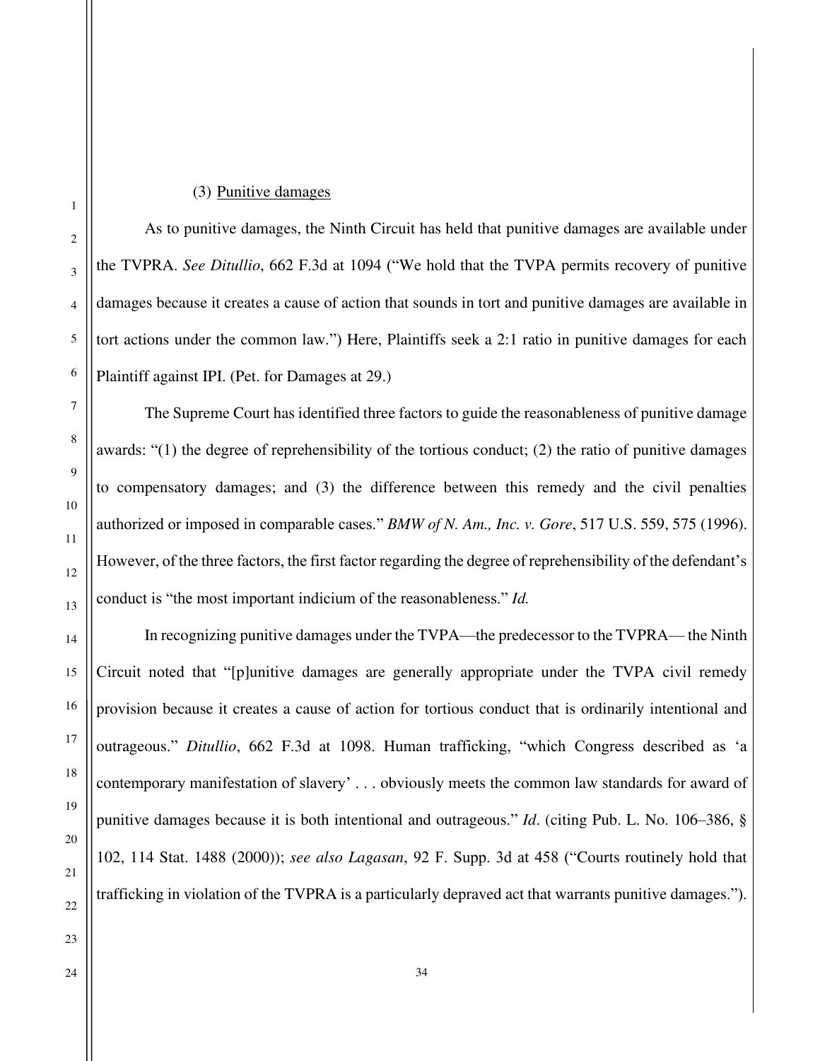(3) Underline: Punitive damages

As to punitive damages, the Ninth Circuit has held that punitive damages are available under the TVPRA. *See Ditullio*, 662 F.3d at 1094 ("We hold that the TVPA permits recovery of punitive damages because it creates a cause of action that sounds in tort and punitive damages are available in tort actions under the common law.") Here, Plaintiffs seek a 2:1 ratio in punitive damages for each Plaintiff against IPI. (Pet. for Damages at 29.)

The Supreme Court has identified three factors to guide the reasonableness of punitive damage awards: "(1) the degree of reprehensibility of the tortious conduct; (2) the ratio of punitive damages to compensatory damages; and (3) the difference between this remedy and the civil penalties authorized or imposed in comparable cases." *BMW of N. Am., Inc. v. Gore*, 517 U.S. 559, 575 (1996). However, of the three factors, the first factor regarding the degree of reprehensibility of the defendant's conduct is "the most important indicium of the reasonableness." *Id.*

In recognizing punitive damages under the TVPA—the predecessor to the TVPRA— the Ninth Circuit noted that "[p]unitive damages are generally appropriate under the TVPA civil remedy provision because it creates a cause of action for tortious conduct that is ordinarily intentional and outrageous." *Ditullio*, 662 F.3d at 1098. Human trafficking, "which Congress described as 'a contemporary manifestation of slavery' . . . obviously meets the common law standards for award of punitive damages because it is both intentional and outrageous." *Id*. (citing Pub. L. No. 106–386, § 102, 114 Stat. 1488 (2000)); *see also Lagasan*, 92 F. Supp. 3d at 458 ("Courts routinely hold that trafficking in violation of the TVPRA is a particularly depraved act that warrants punitive damages.").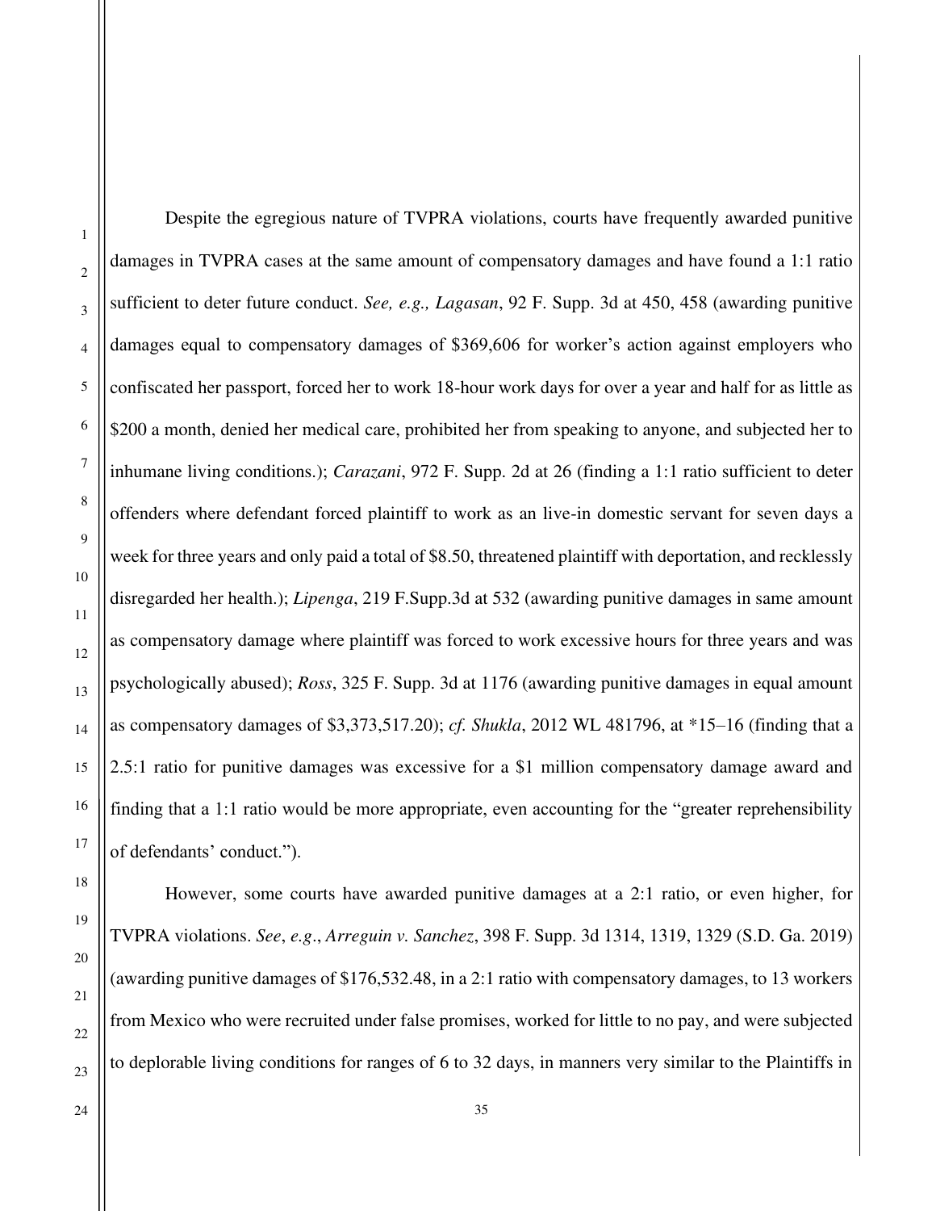Despite the egregious nature of TVPRA violations, courts have frequently awarded punitive damages in TVPRA cases at the same amount of compensatory damages and have found a 1:1 ratio sufficient to deter future conduct. *See, e.g., Lagasan*, 92 F. Supp. 3d at 450, 458 (awarding punitive damages equal to compensatory damages of $369,606 for worker's action against employers who confiscated her passport, forced her to work 18-hour work days for over a year and half for as little as $200 a month, denied her medical care, prohibited her from speaking to anyone, and subjected her to inhumane living conditions.); *Carazani*, 972 F. Supp. 2d at 26 (finding a 1:1 ratio sufficient to deter offenders where defendant forced plaintiff to work as an live-in domestic servant for seven days a week for three years and only paid a total of $8.50, threatened plaintiff with deportation, and recklessly disregarded her health.); *Lipenga*, 219 F.Supp.3d at 532 (awarding punitive damages in same amount as compensatory damage where plaintiff was forced to work excessive hours for three years and was psychologically abused); *Ross*, 325 F. Supp. 3d at 1176 (awarding punitive damages in equal amount as compensatory damages of $3,373,517.20); *cf. Shukla*, 2012 WL 481796, at *15–16 (finding that a 2.5:1 ratio for punitive damages was excessive for a $1 million compensatory damage award and finding that a 1:1 ratio would be more appropriate, even accounting for the "greater reprehensibility of defendants' conduct.").

However, some courts have awarded punitive damages at a 2:1 ratio, or even higher, for TVPRA violations. *See*, *e.g*., *Arreguin v. Sanchez*, 398 F. Supp. 3d 1314, 1319, 1329 (S.D. Ga. 2019) (awarding punitive damages of $176,532.48, in a 2:1 ratio with compensatory damages, to 13 workers from Mexico who were recruited under false promises, worked for little to no pay, and were subjected to deplorable living conditions for ranges of 6 to 32 days, in manners very similar to the Plaintiffs in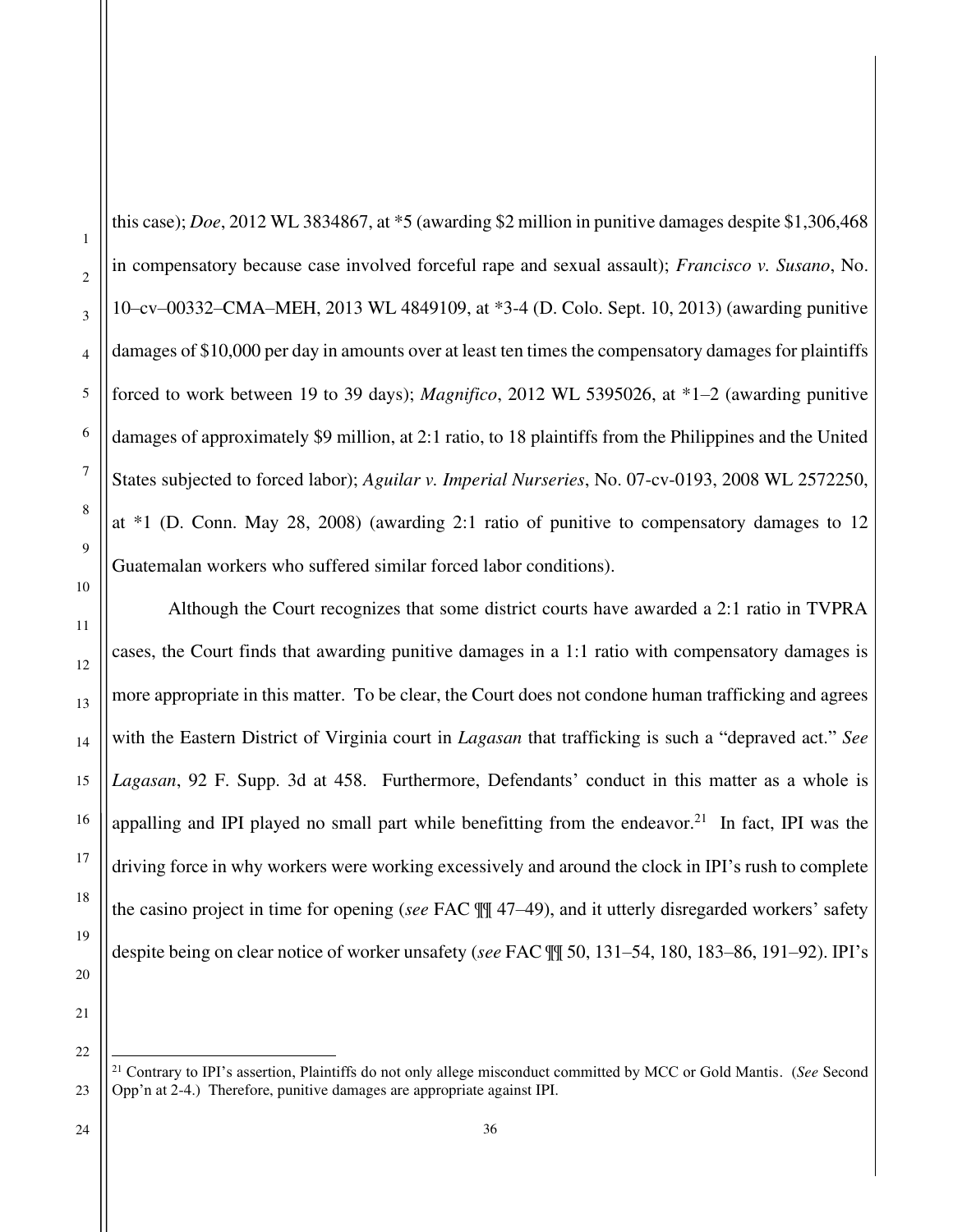this case); *Doe*, 2012 WL 3834867, at *5 (awarding $2 million in punitive damages despite $1,306,468 in compensatory because case involved forceful rape and sexual assault); *Francisco v. Susano*, No. 10–cv–00332–CMA–MEH, 2013 WL 4849109, at *3-4 (D. Colo. Sept. 10, 2013) (awarding punitive damages of $10,000 per day in amounts over at least ten times the compensatory damages for plaintiffs forced to work between 19 to 39 days); *Magnifico*, 2012 WL 5395026, at *1–2 (awarding punitive damages of approximately $9 million, at 2:1 ratio, to 18 plaintiffs from the Philippines and the United States subjected to forced labor); *Aguilar v. Imperial Nurseries*, No. 07-cv-0193, 2008 WL 2572250, at *1 (D. Conn. May 28, 2008) (awarding 2:1 ratio of punitive to compensatory damages to 12 Guatemalan workers who suffered similar forced labor conditions).

Although the Court recognizes that some district courts have awarded a 2:1 ratio in TVPRA cases, the Court finds that awarding punitive damages in a 1:1 ratio with compensatory damages is more appropriate in this matter. To be clear, the Court does not condone human trafficking and agrees with the Eastern District of Virginia court in *Lagasan* that trafficking is such a "depraved act." *See Lagasan*, 92 F. Supp. 3d at 458. Furthermore, Defendants' conduct in this matter as a whole is appalling and IPI played no small part while benefitting from the endeavor.[21] In fact, IPI was the driving force in why workers were working excessively and around the clock in IPI's rush to complete the casino project in time for opening (*see* FAC ¶¶ 47–49), and it utterly disregarded workers' safety despite being on clear notice of worker unsafety (*see* FAC ¶¶ 50, 131–54, 180, 183–86, 191–92). IPI's

[21] Contrary to IPI's assertion, Plaintiffs do not only allege misconduct committed by MCC or Gold Mantis. (*See* Second Opp'n at 2-4.) Therefore, punitive damages are appropriate against IPI.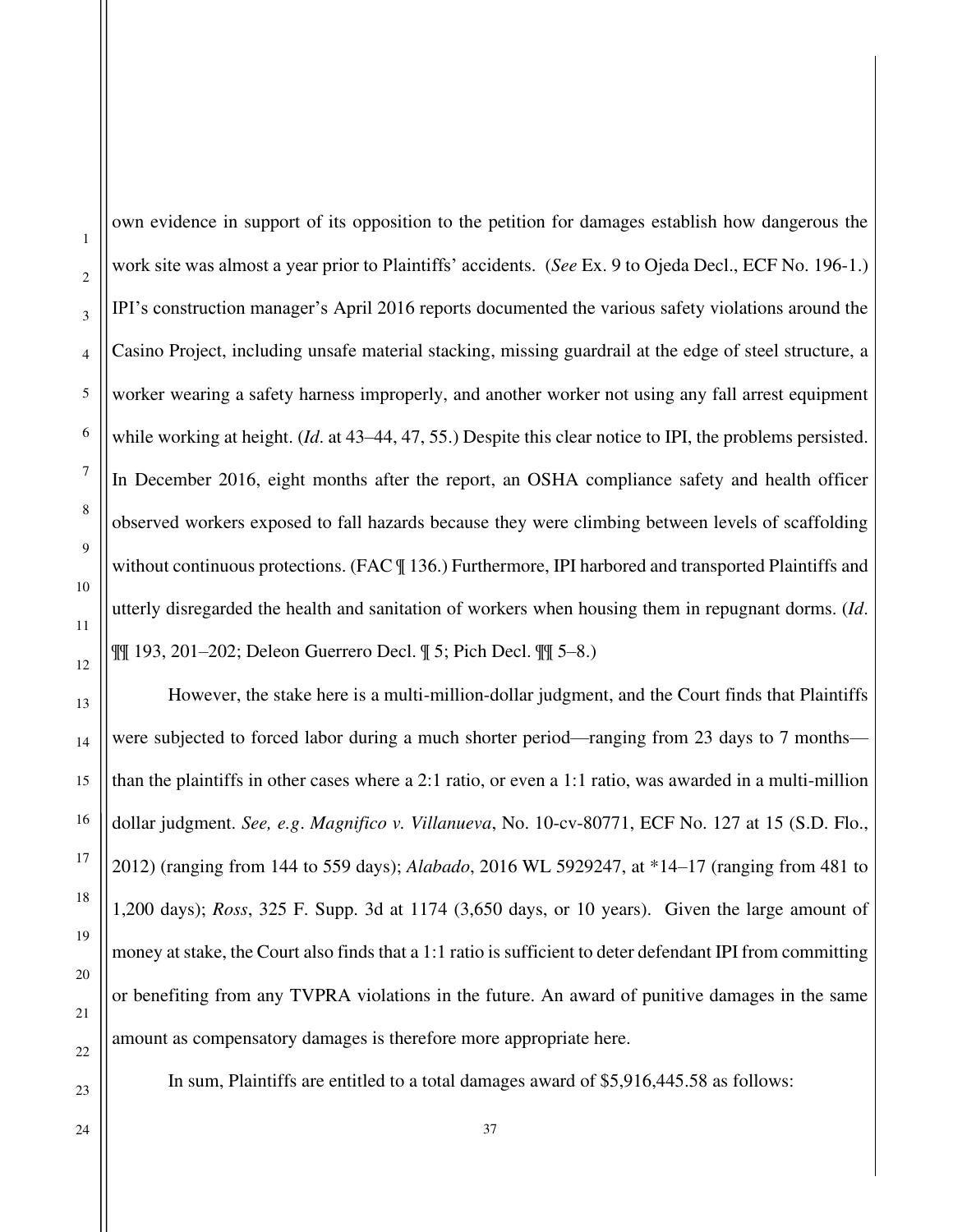own evidence in support of its opposition to the petition for damages establish how dangerous the work site was almost a year prior to Plaintiffs' accidents. (*See* Ex. 9 to Ojeda Decl., ECF No. 196-1.) IPI's construction manager's April 2016 reports documented the various safety violations around the Casino Project, including unsafe material stacking, missing guardrail at the edge of steel structure, a worker wearing a safety harness improperly, and another worker not using any fall arrest equipment while working at height. (*Id*. at 43–44, 47, 55.) Despite this clear notice to IPI, the problems persisted. In December 2016, eight months after the report, an OSHA compliance safety and health officer observed workers exposed to fall hazards because they were climbing between levels of scaffolding without continuous protections. (FAC ¶ 136.) Furthermore, IPI harbored and transported Plaintiffs and utterly disregarded the health and sanitation of workers when housing them in repugnant dorms. (*Id*. ¶¶ 193, 201–202; Deleon Guerrero Decl. ¶ 5; Pich Decl. ¶¶ 5–8.)

However, the stake here is a multi-million-dollar judgment, and the Court finds that Plaintiffs were subjected to forced labor during a much shorter period—ranging from 23 days to 7 months—than the plaintiffs in other cases where a 2:1 ratio, or even a 1:1 ratio, was awarded in a multi-million dollar judgment. *See, e.g*. *Magnifico v. Villanueva*, No. 10-cv-80771, ECF No. 127 at 15 (S.D. Flo., 2012) (ranging from 144 to 559 days); *Alabado*, 2016 WL 5929247, at \*14–17 (ranging from 481 to 1,200 days); *Ross*, 325 F. Supp. 3d at 1174 (3,650 days, or 10 years). Given the large amount of money at stake, the Court also finds that a 1:1 ratio is sufficient to deter defendant IPI from committing or benefiting from any TVPRA violations in the future. An award of punitive damages in the same amount as compensatory damages is therefore more appropriate here.

In sum, Plaintiffs are entitled to a total damages award of $5,916,445.58 as follows: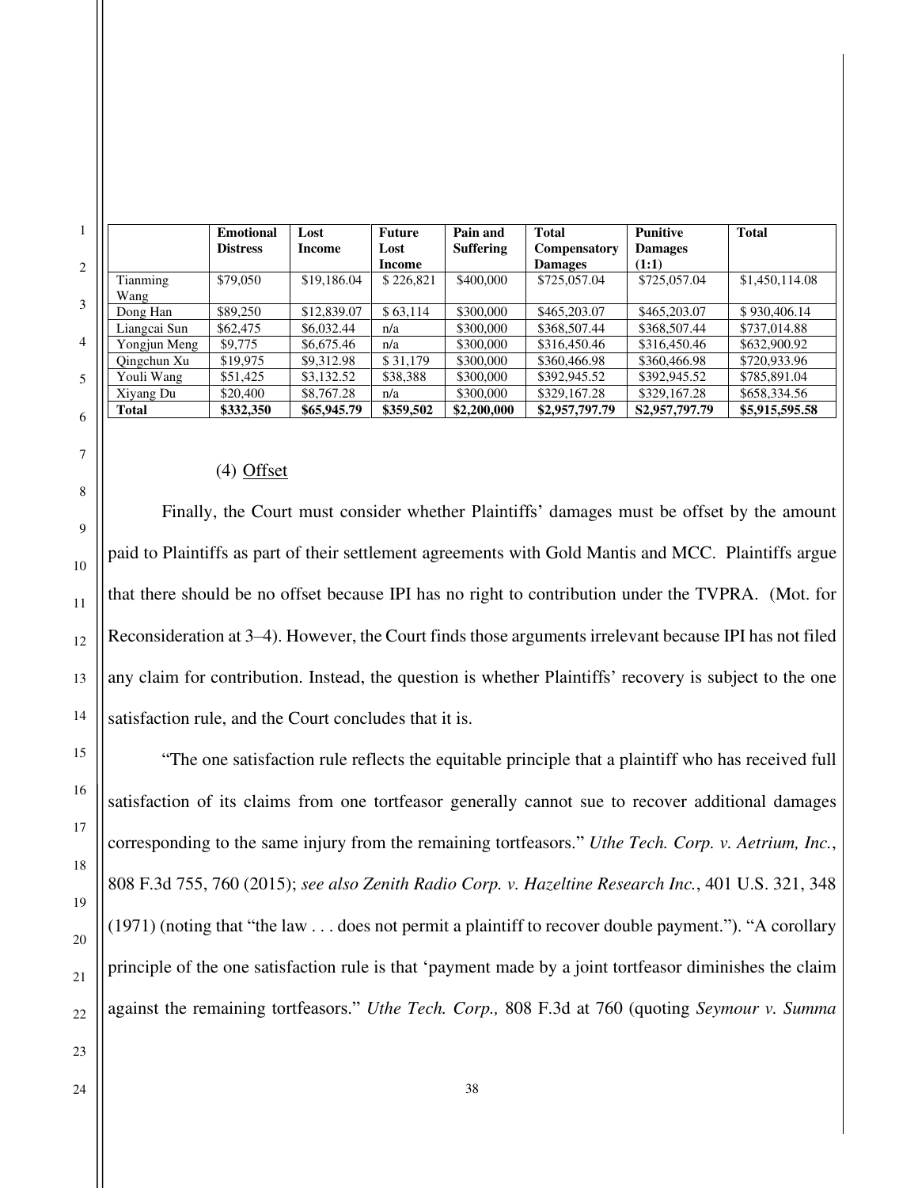| | Emotional Distress | Lost Income | Future Lost Income | Pain and Suffering | Total Compensatory Damages | Punitive Damages (1:1) | Total |
|---|---|---|---|---|---|---|---|
| Tianming Wang | $79,050 | $19,186.04 | $ 226,821 | $400,000 | $725,057.04 | $725,057.04 | $1,450,114.08 |
| Dong Han | $89,250 | $12,839.07 | $ 63,114 | $300,000 | $465,203.07 | $465,203.07 | $ 930,406.14 |
| Liangcai Sun | $62,475 | $6,032.44 | n/a | $300,000 | $368,507.44 | $368,507.44 | $737,014.88 |
| Yongjun Meng | $9,775 | $6,675.46 | n/a | $300,000 | $316,450.46 | $316,450.46 | $632,900.92 |
| Qingchun Xu | $19,975 | $9,312.98 | $ 31,179 | $300,000 | $360,466.98 | $360,466.98 | $720,933.96 |
| Youli Wang | $51,425 | $3,132.52 | $38,388 | $300,000 | $392,945.52 | $392,945.52 | $785,891.04 |
| Xiyang Du | $20,400 | $8,767.28 | n/a | $300,000 | $329,167.28 | $329,167.28 | $658,334.56 |
| **Total** | **$332,350** | **$65,945.79** | **$359,502** | **$2,200,000** | **$2,957,797.79** | **S2,957,797.79** | **$5,915,595.58** |

(4) <u>Offset</u>

Finally, the Court must consider whether Plaintiffs' damages must be offset by the amount paid to Plaintiffs as part of their settlement agreements with Gold Mantis and MCC. Plaintiffs argue that there should be no offset because IPI has no right to contribution under the TVPRA. (Mot. for Reconsideration at 3–4). However, the Court finds those arguments irrelevant because IPI has not filed any claim for contribution. Instead, the question is whether Plaintiffs' recovery is subject to the one satisfaction rule, and the Court concludes that it is.

"The one satisfaction rule reflects the equitable principle that a plaintiff who has received full satisfaction of its claims from one tortfeasor generally cannot sue to recover additional damages corresponding to the same injury from the remaining tortfeasors." *Uthe Tech. Corp. v. Aetrium, Inc.*, 808 F.3d 755, 760 (2015); *see also Zenith Radio Corp. v. Hazeltine Research Inc.*, 401 U.S. 321, 348 (1971) (noting that "the law . . . does not permit a plaintiff to recover double payment."). "A corollary principle of the one satisfaction rule is that 'payment made by a joint tortfeasor diminishes the claim against the remaining tortfeasors." *Uthe Tech. Corp.,* 808 F.3d at 760 (quoting *Seymour v. Summa*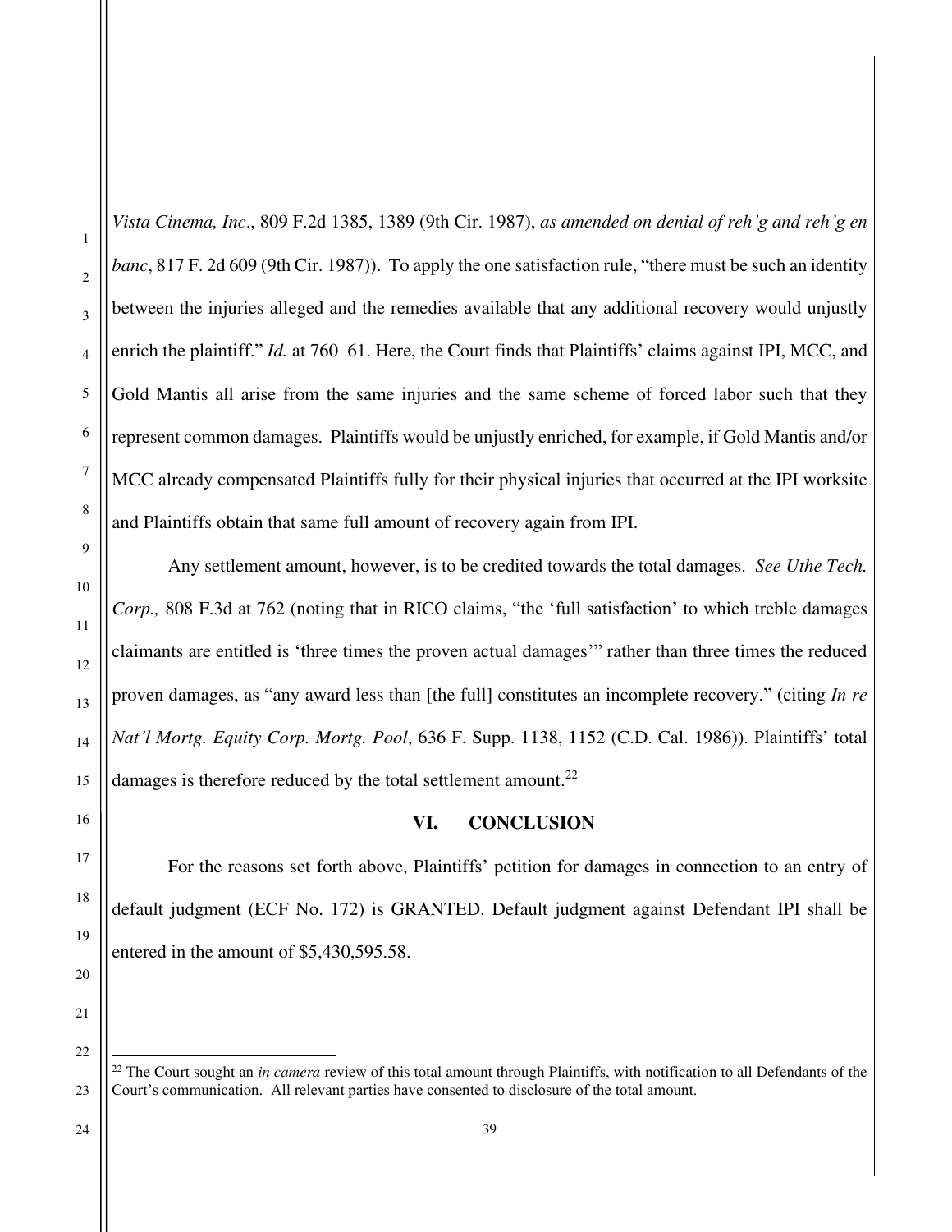*Vista Cinema, Inc*., 809 F.2d 1385, 1389 (9th Cir. 1987), *as amended on denial of reh'g and reh'g en banc*, 817 F. 2d 609 (9th Cir. 1987)). To apply the one satisfaction rule, "there must be such an identity between the injuries alleged and the remedies available that any additional recovery would unjustly enrich the plaintiff." *Id.* at 760–61. Here, the Court finds that Plaintiffs' claims against IPI, MCC, and Gold Mantis all arise from the same injuries and the same scheme of forced labor such that they represent common damages. Plaintiffs would be unjustly enriched, for example, if Gold Mantis and/or MCC already compensated Plaintiffs fully for their physical injuries that occurred at the IPI worksite and Plaintiffs obtain that same full amount of recovery again from IPI.

Any settlement amount, however, is to be credited towards the total damages. *See Uthe Tech. Corp.,* 808 F.3d at 762 (noting that in RICO claims, "the 'full satisfaction' to which treble damages claimants are entitled is 'three times the proven actual damages'" rather than three times the reduced proven damages, as "any award less than [the full] constitutes an incomplete recovery." (citing *In re Nat'l Mortg. Equity Corp. Mortg. Pool*, 636 F. Supp. 1138, 1152 (C.D. Cal. 1986)). Plaintiffs' total damages is therefore reduced by the total settlement amount.[22]

## VI. CONCLUSION

For the reasons set forth above, Plaintiffs' petition for damages in connection to an entry of default judgment (ECF No. 172) is GRANTED. Default judgment against Defendant IPI shall be entered in the amount of $5,430,595.58.

---

[22] The Court sought an *in camera* review of this total amount through Plaintiffs, with notification to all Defendants of the Court's communication. All relevant parties have consented to disclosure of the total amount.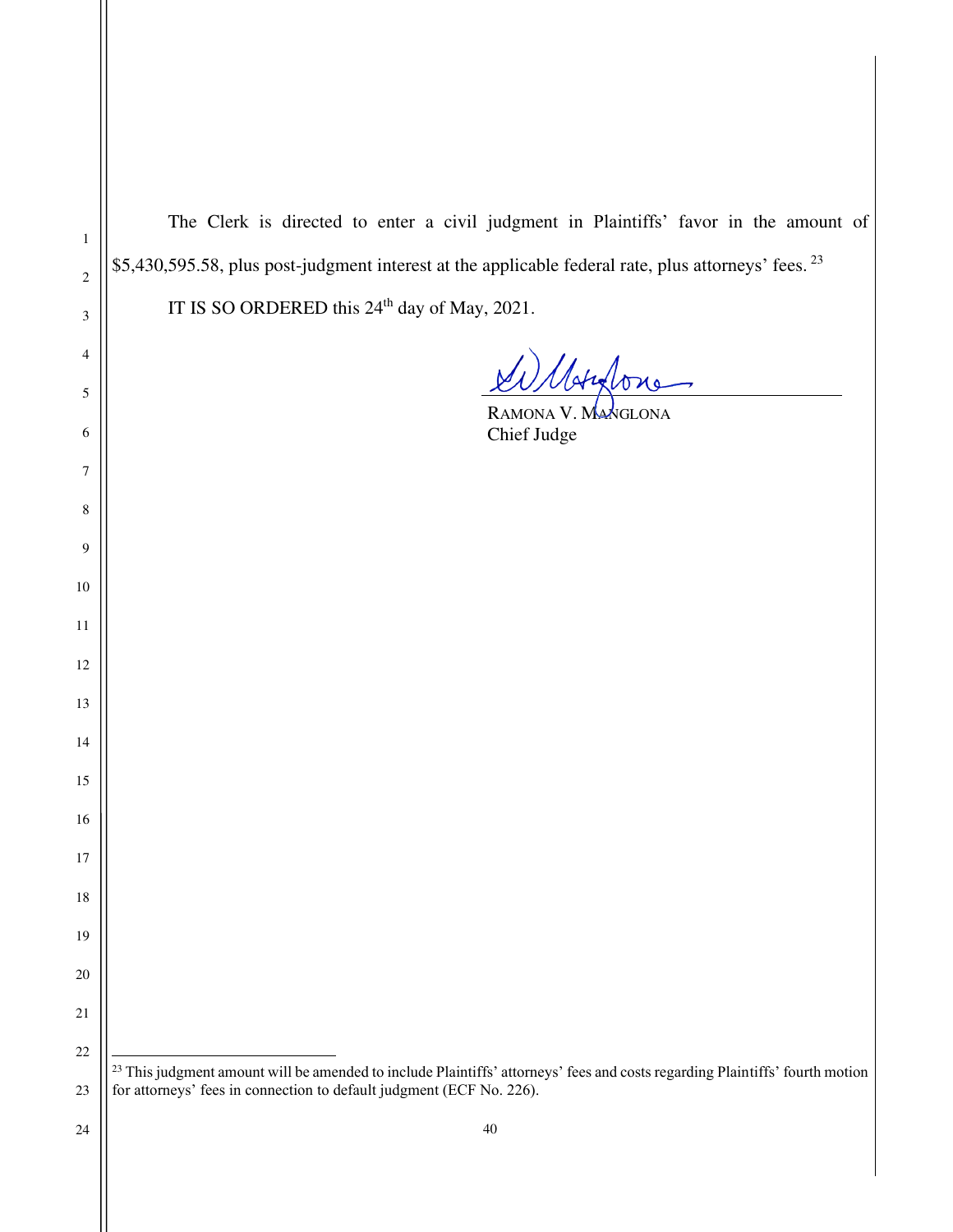The Clerk is directed to enter a civil judgment in Plaintiffs' favor in the amount of $5,430,595.58, plus post-judgment interest at the applicable federal rate, plus attorneys' fees. [23]

IT IS SO ORDERED this 24th day of May, 2021.

RAMONA V. MANGLONA
Chief Judge

---

[23] This judgment amount will be amended to include Plaintiffs' attorneys' fees and costs regarding Plaintiffs' fourth motion for attorneys' fees in connection to default judgment (ECF No. 226).